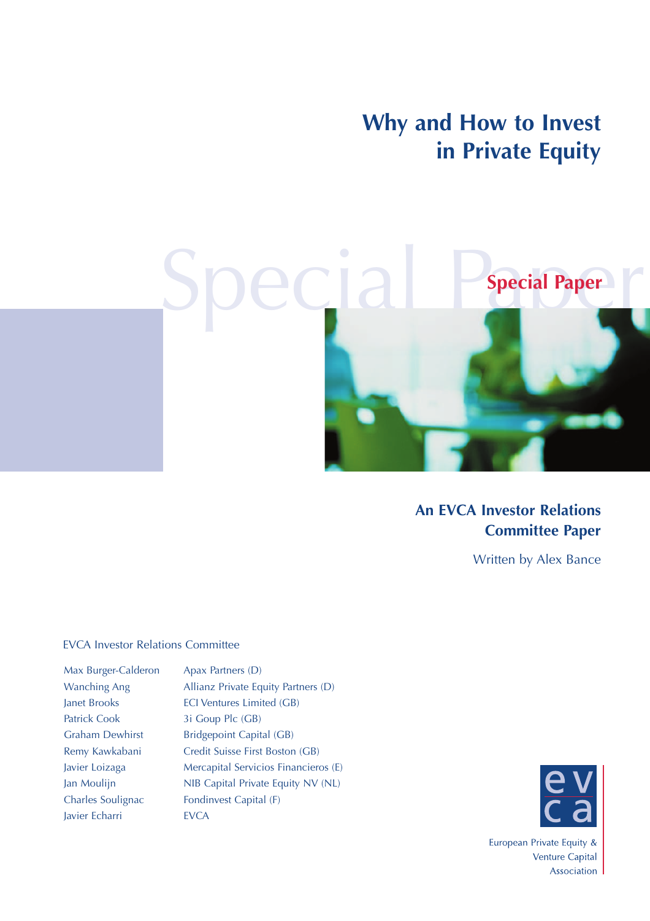# Why and How to Invest in Private Equity

Special Paper

## An EVCA Investor Relations Committee Paper

Written by Alex Bance

EVCA Investor Relations Committee

| | |
|---|---|
| Max Burger-Calderon | Apax Partners (D) |
| Wanching Ang | Allianz Private Equity Partners (D) |
| Janet Brooks | ECI Ventures Limited (GB) |
| Patrick Cook | 3i Goup Plc (GB) |
| Graham Dewhirst | Bridgepoint Capital (GB) |
| Remy Kawkabani | Credit Suisse First Boston (GB) |
| Javier Loizaga | Mercapital Servicios Financieros (E) |
| Jan Moulijn | NIB Capital Private Equity NV (NL) |
| Charles Soulignac | Fondinvest Capital (F) |
| Javier Echarri | EVCA |

evca

European Private Equity & Venture Capital Association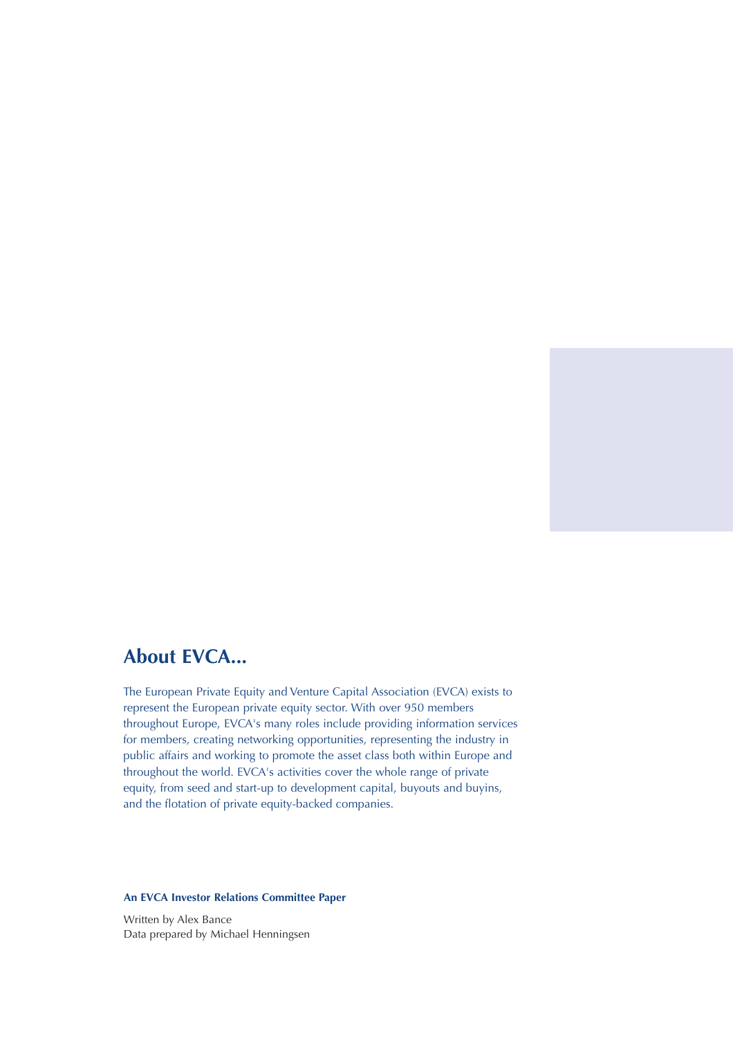## About EVCA...

The European Private Equity and Venture Capital Association (EVCA) exists to represent the European private equity sector. With over 950 members throughout Europe, EVCA's many roles include providing information services for members, creating networking opportunities, representing the industry in public affairs and working to promote the asset class both within Europe and throughout the world. EVCA's activities cover the whole range of private equity, from seed and start-up to development capital, buyouts and buyins, and the flotation of private equity-backed companies.

**An EVCA Investor Relations Committee Paper**

Written by Alex Bance
Data prepared by Michael Henningsen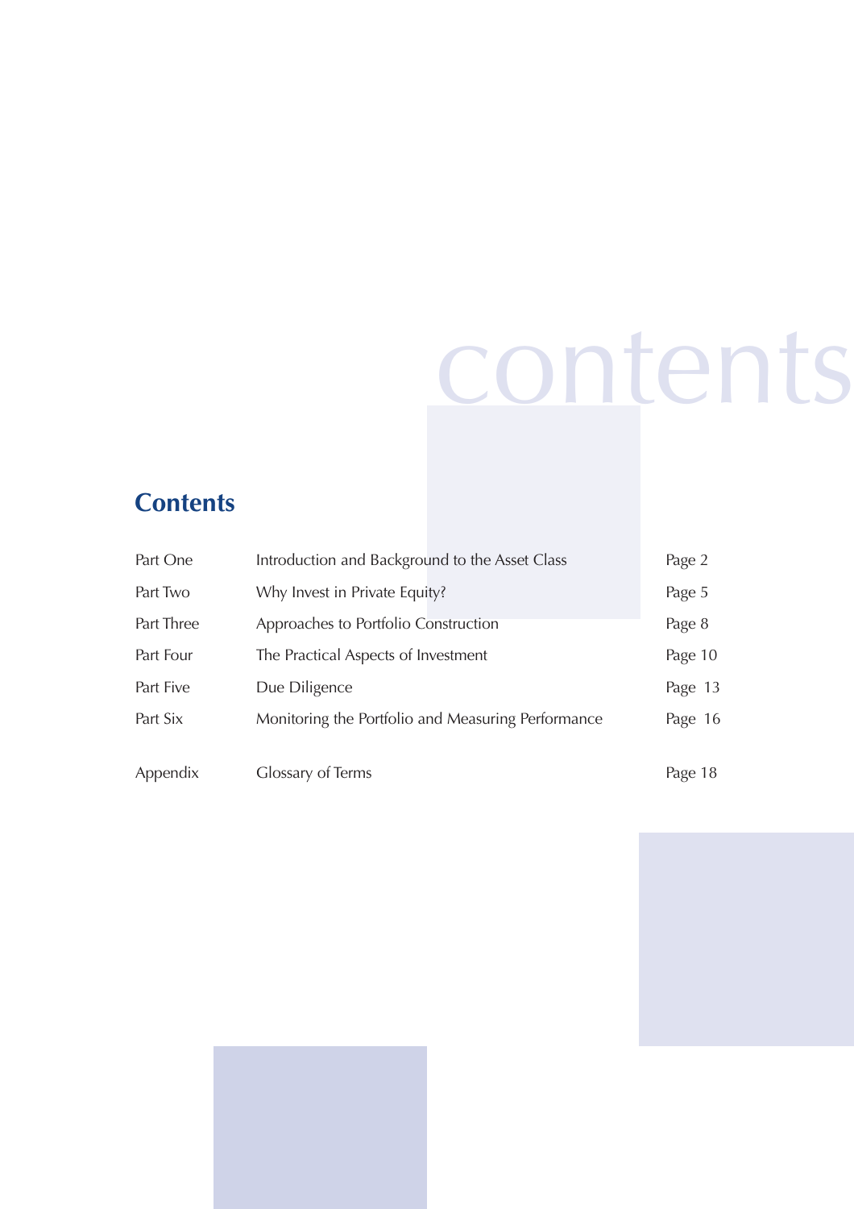# Contents

| | | |
|---|---|---|
| Part One | Introduction and Background to the Asset Class | Page 2 |
| Part Two | Why Invest in Private Equity? | Page 5 |
| Part Three | Approaches to Portfolio Construction | Page 8 |
| Part Four | The Practical Aspects of Investment | Page 10 |
| Part Five | Due Diligence | Page 13 |
| Part Six | Monitoring the Portfolio and Measuring Performance | Page 16 |
| Appendix | Glossary of Terms | Page 18 |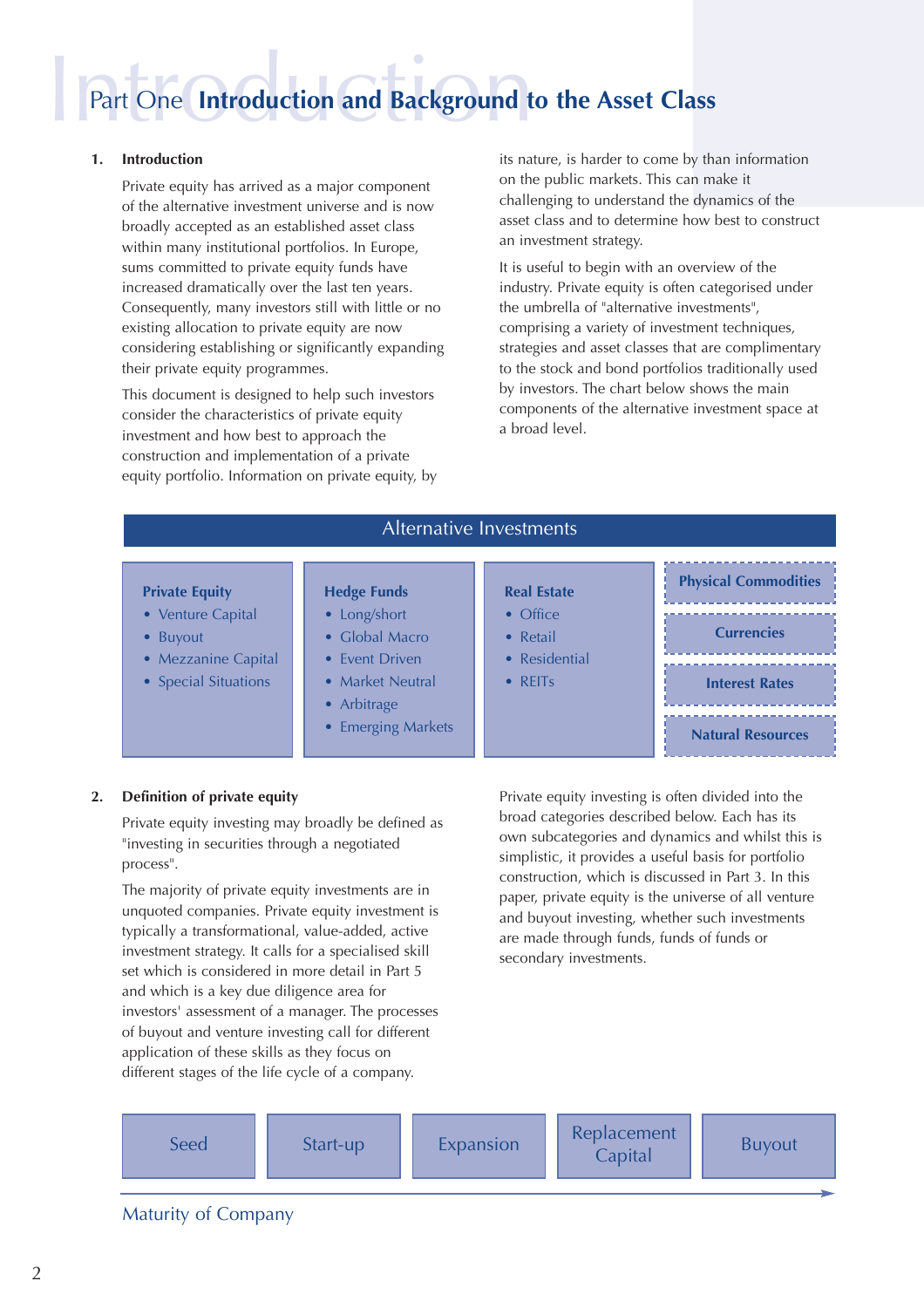# Part One Introduction and Background to the Asset Class

## 1. Introduction

Private equity has arrived as a major component of the alternative investment universe and is now broadly accepted as an established asset class within many institutional portfolios. In Europe, sums committed to private equity funds have increased dramatically over the last ten years. Consequently, many investors still with little or no existing allocation to private equity are now considering establishing or significantly expanding their private equity programmes.

This document is designed to help such investors consider the characteristics of private equity investment and how best to approach the construction and implementation of a private equity portfolio. Information on private equity, by its nature, is harder to come by than information on the public markets. This can make it challenging to understand the dynamics of the asset class and to determine how best to construct an investment strategy.

It is useful to begin with an overview of the industry. Private equity is often categorised under the umbrella of "alternative investments", comprising a variety of investment techniques, strategies and asset classes that are complimentary to the stock and bond portfolios traditionally used by investors. The chart below shows the main components of the alternative investment space at a broad level.

**Alternative Investments**

| Private Equity | Hedge Funds | Real Estate | |
|---|---|---|---|
| • Venture Capital | • Long/short | • Office | Physical Commodities |
| • Buyout | • Global Macro | • Retail | Currencies |
| • Mezzanine Capital | • Event Driven | • Residential | Interest Rates |
| • Special Situations | • Market Neutral | • REITs | Natural Resources |
| | • Arbitrage | | |
| | • Emerging Markets | | |

## 2. Definition of private equity

Private equity investing may broadly be defined as "investing in securities through a negotiated process".

The majority of private equity investments are in unquoted companies. Private equity investment is typically a transformational, value-added, active investment strategy. It calls for a specialised skill set which is considered in more detail in Part 5 and which is a key due diligence area for investors' assessment of a manager. The processes of buyout and venture investing call for different application of these skills as they focus on different stages of the life cycle of a company.

Private equity investing is often divided into the broad categories described below. Each has its own subcategories and dynamics and whilst this is simplistic, it provides a useful basis for portfolio construction, which is discussed in Part 3. In this paper, private equity is the universe of all venture and buyout investing, whether such investments are made through funds, funds of funds or secondary investments.

Seed → Start-up → Expansion → Replacement Capital → Buyout

Maturity of Company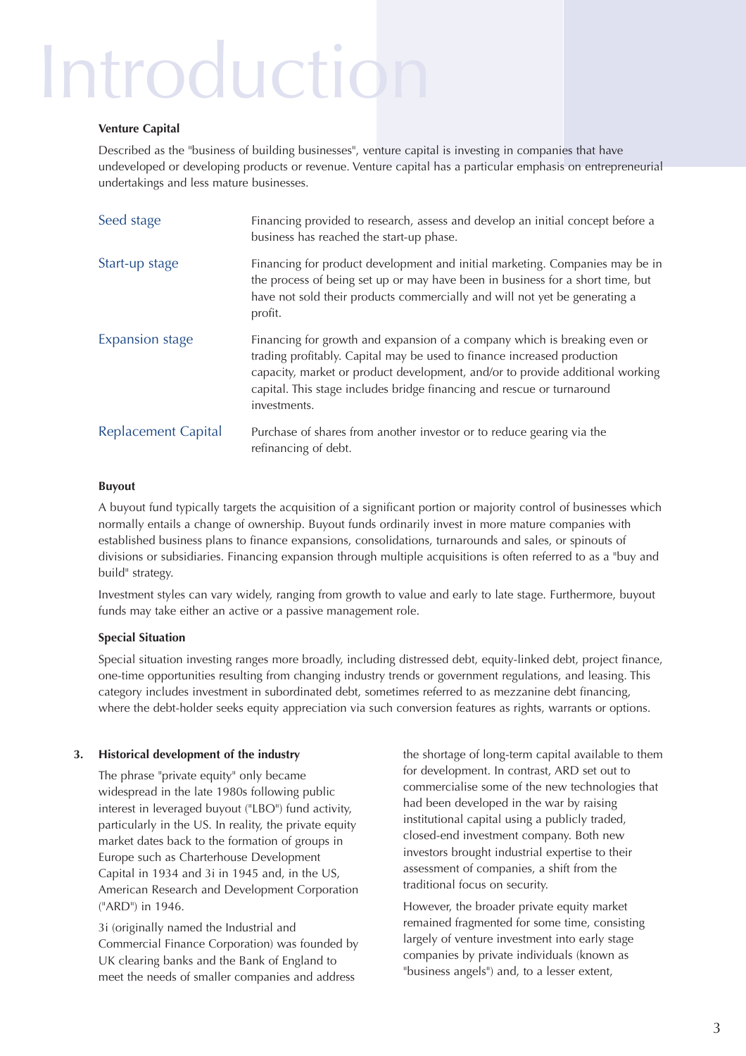# Introduction

### Venture Capital

Described as the "business of building businesses", venture capital is investing in companies that have undeveloped or developing products or revenue. Venture capital has a particular emphasis on entrepreneurial undertakings and less mature businesses.

| | |
|---|---|
| Seed stage | Financing provided to research, assess and develop an initial concept before a business has reached the start-up phase. |
| Start-up stage | Financing for product development and initial marketing. Companies may be in the process of being set up or may have been in business for a short time, but have not sold their products commercially and will not yet be generating a profit. |
| Expansion stage | Financing for growth and expansion of a company which is breaking even or trading profitably. Capital may be used to finance increased production capacity, market or product development, and/or to provide additional working capital. This stage includes bridge financing and rescue or turnaround investments. |
| Replacement Capital | Purchase of shares from another investor or to reduce gearing via the refinancing of debt. |

### Buyout

A buyout fund typically targets the acquisition of a significant portion or majority control of businesses which normally entails a change of ownership. Buyout funds ordinarily invest in more mature companies with established business plans to finance expansions, consolidations, turnarounds and sales, or spinouts of divisions or subsidiaries. Financing expansion through multiple acquisitions is often referred to as a "buy and build" strategy.

Investment styles can vary widely, ranging from growth to value and early to late stage. Furthermore, buyout funds may take either an active or a passive management role.

### Special Situation

Special situation investing ranges more broadly, including distressed debt, equity-linked debt, project finance, one-time opportunities resulting from changing industry trends or government regulations, and leasing. This category includes investment in subordinated debt, sometimes referred to as mezzanine debt financing, where the debt-holder seeks equity appreciation via such conversion features as rights, warrants or options.

## 3. Historical development of the industry

The phrase "private equity" only became widespread in the late 1980s following public interest in leveraged buyout ("LBO") fund activity, particularly in the US. In reality, the private equity market dates back to the formation of groups in Europe such as Charterhouse Development Capital in 1934 and 3i in 1945 and, in the US, American Research and Development Corporation ("ARD") in 1946.

3i (originally named the Industrial and Commercial Finance Corporation) was founded by UK clearing banks and the Bank of England to meet the needs of smaller companies and address the shortage of long-term capital available to them for development. In contrast, ARD set out to commercialise some of the new technologies that had been developed in the war by raising institutional capital using a publicly traded, closed-end investment company. Both new investors brought industrial expertise to their assessment of companies, a shift from the traditional focus on security.

However, the broader private equity market remained fragmented for some time, consisting largely of venture investment into early stage companies by private individuals (known as "business angels") and, to a lesser extent,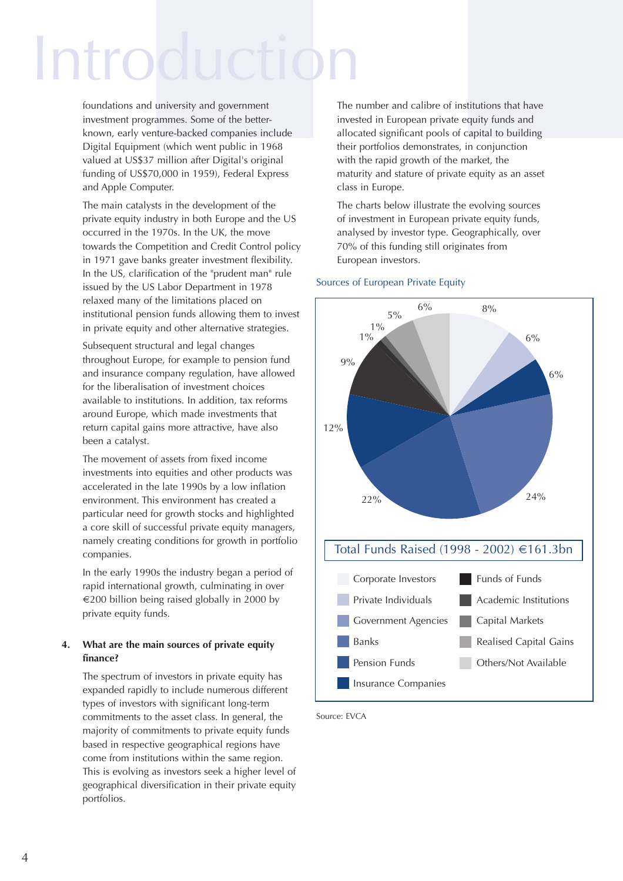# Introduction

foundations and university and government investment programmes. Some of the better-known, early venture-backed companies include Digital Equipment (which went public in 1968 valued at US$37 million after Digital's original funding of US$70,000 in 1959), Federal Express and Apple Computer.

The main catalysts in the development of the private equity industry in both Europe and the US occurred in the 1970s. In the UK, the move towards the Competition and Credit Control policy in 1971 gave banks greater investment flexibility. In the US, clarification of the "prudent man" rule issued by the US Labor Department in 1978 relaxed many of the limitations placed on institutional pension funds allowing them to invest in private equity and other alternative strategies.

Subsequent structural and legal changes throughout Europe, for example to pension fund and insurance company regulation, have allowed for the liberalisation of investment choices available to institutions. In addition, tax reforms around Europe, which made investments that return capital gains more attractive, have also been a catalyst.

The movement of assets from fixed income investments into equities and other products was accelerated in the late 1990s by a low inflation environment. This environment has created a particular need for growth stocks and highlighted a core skill of successful private equity managers, namely creating conditions for growth in portfolio companies.

In the early 1990s the industry began a period of rapid international growth, culminating in over €200 billion being raised globally in 2000 by private equity funds.

**4. What are the main sources of private equity finance?**

The spectrum of investors in private equity has expanded rapidly to include numerous different types of investors with significant long-term commitments to the asset class. In general, the majority of commitments to private equity funds based in respective geographical regions have come from institutions within the same region. This is evolving as investors seek a higher level of geographical diversification in their private equity portfolios.

The number and calibre of institutions that have invested in European private equity funds and allocated significant pools of capital to building their portfolios demonstrates, in conjunction with the rapid growth of the market, the maturity and stature of private equity as an asset class in Europe.

The charts below illustrate the evolving sources of investment in European private equity funds, analysed by investor type. Geographically, over 70% of this funding still originates from European investors.

Sources of European Private Equity

Total Funds Raised (1998 - 2002) €161.3bn

| Investor type | Share |
|---|---|
| Corporate Investors | 8% |
| Private Individuals | 6% |
| Government Agencies | 6% |
| Banks | 24% |
| Pension Funds | 22% |
| Insurance Companies | 12% |
| Funds of Funds | 9% |
| Academic Institutions | 1% |
| Capital Markets | 1% |
| Realised Capital Gains | 5% |
| Others/Not Available | 6% |

Source: EVCA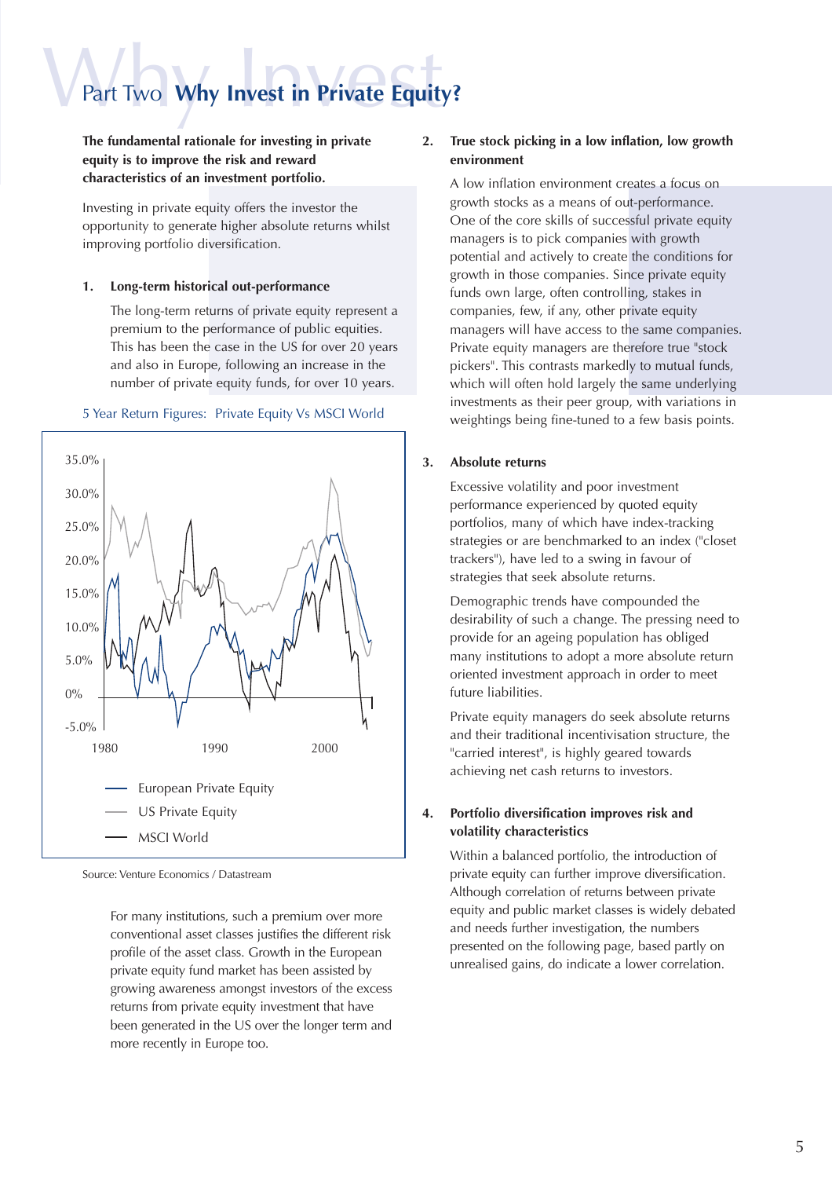# Part Two **Why Invest in Private Equity?**

**The fundamental rationale for investing in private equity is to improve the risk and reward characteristics of an investment portfolio.**

Investing in private equity offers the investor the opportunity to generate higher absolute returns whilst improving portfolio diversification.

### 1. Long-term historical out-performance

The long-term returns of private equity represent a premium to the performance of public equities. This has been the case in the US for over 20 years and also in Europe, following an increase in the number of private equity funds, for over 10 years.

5 Year Return Figures: Private Equity Vs MSCI World

Source: Venture Economics / Datastream

For many institutions, such a premium over more conventional asset classes justifies the different risk profile of the asset class. Growth in the European private equity fund market has been assisted by growing awareness amongst investors of the excess returns from private equity investment that have been generated in the US over the longer term and more recently in Europe too.

### 2. True stock picking in a low inflation, low growth environment

A low inflation environment creates a focus on growth stocks as a means of out-performance. One of the core skills of successful private equity managers is to pick companies with growth potential and actively to create the conditions for growth in those companies. Since private equity funds own large, often controlling, stakes in companies, few, if any, other private equity managers will have access to the same companies. Private equity managers are therefore true "stock pickers". This contrasts markedly to mutual funds, which will often hold largely the same underlying investments as their peer group, with variations in weightings being fine-tuned to a few basis points.

### 3. Absolute returns

Excessive volatility and poor investment performance experienced by quoted equity portfolios, many of which have index-tracking strategies or are benchmarked to an index ("closet trackers"), have led to a swing in favour of strategies that seek absolute returns.

Demographic trends have compounded the desirability of such a change. The pressing need to provide for an ageing population has obliged many institutions to adopt a more absolute return oriented investment approach in order to meet future liabilities.

Private equity managers do seek absolute returns and their traditional incentivisation structure, the "carried interest", is highly geared towards achieving net cash returns to investors.

### 4. Portfolio diversification improves risk and volatility characteristics

Within a balanced portfolio, the introduction of private equity can further improve diversification. Although correlation of returns between private equity and public market classes is widely debated and needs further investigation, the numbers presented on the following page, based partly on unrealised gains, do indicate a lower correlation.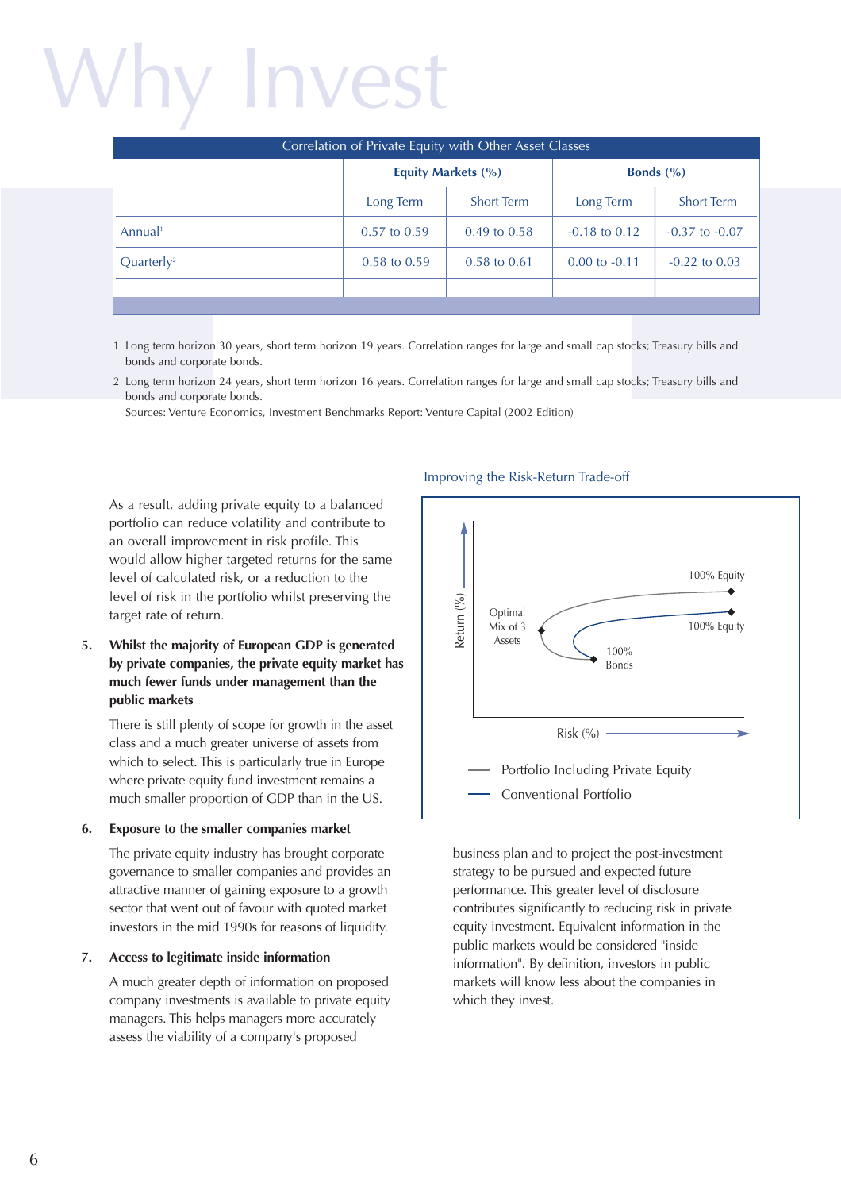# Why Invest

Correlation of Private Equity with Other Asset Classes

| | Equity Markets (%) | | Bonds (%) | |
|---|---|---|---|---|
| | Long Term | Short Term | Long Term | Short Term |
| Annual[1] | 0.57 to 0.59 | 0.49 to 0.58 | -0.18 to 0.12 | -0.37 to -0.07 |
| Quarterly[2] | 0.58 to 0.59 | 0.58 to 0.61 | 0.00 to -0.11 | -0.22 to 0.03 |

1 Long term horizon 30 years, short term horizon 19 years. Correlation ranges for large and small cap stocks; Treasury bills and bonds and corporate bonds.

2 Long term horizon 24 years, short term horizon 16 years. Correlation ranges for large and small cap stocks; Treasury bills and bonds and corporate bonds.

Sources: Venture Economics, Investment Benchmarks Report: Venture Capital (2002 Edition)

As a result, adding private equity to a balanced portfolio can reduce volatility and contribute to an overall improvement in risk profile. This would allow higher targeted returns for the same level of calculated risk, or a reduction to the level of risk in the portfolio whilst preserving the target rate of return.

5. **Whilst the majority of European GDP is generated by private companies, the private equity market has much fewer funds under management than the public markets**

   There is still plenty of scope for growth in the asset class and a much greater universe of assets from which to select. This is particularly true in Europe where private equity fund investment remains a much smaller proportion of GDP than in the US.

6. **Exposure to the smaller companies market**

   The private equity industry has brought corporate governance to smaller companies and provides an attractive manner of gaining exposure to a growth sector that went out of favour with quoted market investors in the mid 1990s for reasons of liquidity.

7. **Access to legitimate inside information**

   A much greater depth of information on proposed company investments is available to private equity managers. This helps managers more accurately assess the viability of a company's proposed business plan and to project the post-investment strategy to be pursued and expected future performance. This greater level of disclosure contributes significantly to reducing risk in private equity investment. Equivalent information in the public markets would be considered "inside information". By definition, investors in public markets will know less about the companies in which they invest.

Improving the Risk-Return Trade-off

Return (%)

Risk (%)

Optimal Mix of 3 Assets

100% Equity

100% Equity

100% Bonds

Portfolio Including Private Equity

Conventional Portfolio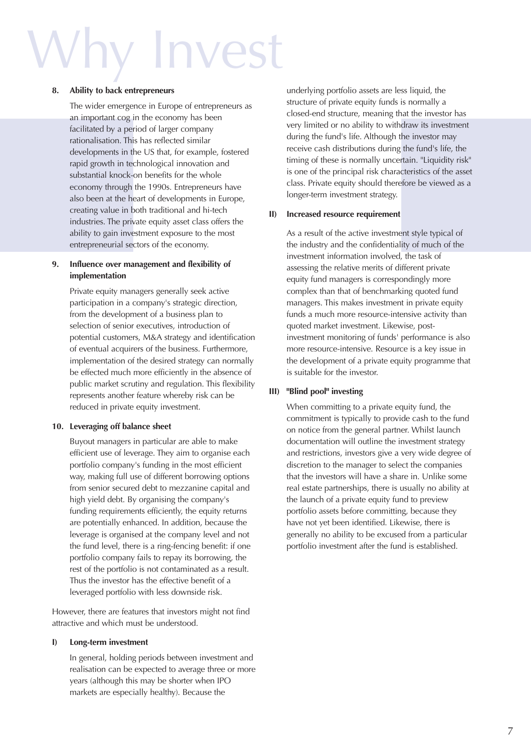# Why Invest

**8. Ability to back entrepreneurs**

The wider emergence in Europe of entrepreneurs as an important cog in the economy has been facilitated by a period of larger company rationalisation. This has reflected similar developments in the US that, for example, fostered rapid growth in technological innovation and substantial knock-on benefits for the whole economy through the 1990s. Entrepreneurs have also been at the heart of developments in Europe, creating value in both traditional and hi-tech industries. The private equity asset class offers the ability to gain investment exposure to the most entrepreneurial sectors of the economy.

**9. Influence over management and flexibility of implementation**

Private equity managers generally seek active participation in a company's strategic direction, from the development of a business plan to selection of senior executives, introduction of potential customers, M&A strategy and identification of eventual acquirers of the business. Furthermore, implementation of the desired strategy can normally be effected much more efficiently in the absence of public market scrutiny and regulation. This flexibility represents another feature whereby risk can be reduced in private equity investment.

**10. Leveraging off balance sheet**

Buyout managers in particular are able to make efficient use of leverage. They aim to organise each portfolio company's funding in the most efficient way, making full use of different borrowing options from senior secured debt to mezzanine capital and high yield debt. By organising the company's funding requirements efficiently, the equity returns are potentially enhanced. In addition, because the leverage is organised at the company level and not the fund level, there is a ring-fencing benefit: if one portfolio company fails to repay its borrowing, the rest of the portfolio is not contaminated as a result. Thus the investor has the effective benefit of a leveraged portfolio with less downside risk.

However, there are features that investors might not find attractive and which must be understood.

**I) Long-term investment**

In general, holding periods between investment and realisation can be expected to average three or more years (although this may be shorter when IPO markets are especially healthy). Because the underlying portfolio assets are less liquid, the structure of private equity funds is normally a closed-end structure, meaning that the investor has very limited or no ability to withdraw its investment during the fund's life. Although the investor may receive cash distributions during the fund's life, the timing of these is normally uncertain. "Liquidity risk" is one of the principal risk characteristics of the asset class. Private equity should therefore be viewed as a longer-term investment strategy.

**II) Increased resource requirement**

As a result of the active investment style typical of the industry and the confidentiality of much of the investment information involved, the task of assessing the relative merits of different private equity fund managers is correspondingly more complex than that of benchmarking quoted fund managers. This makes investment in private equity funds a much more resource-intensive activity than quoted market investment. Likewise, post-investment monitoring of funds' performance is also more resource-intensive. Resource is a key issue in the development of a private equity programme that is suitable for the investor.

**III) "Blind pool" investing**

When committing to a private equity fund, the commitment is typically to provide cash to the fund on notice from the general partner. Whilst launch documentation will outline the investment strategy and restrictions, investors give a very wide degree of discretion to the manager to select the companies that the investors will have a share in. Unlike some real estate partnerships, there is usually no ability at the launch of a private equity fund to preview portfolio assets before committing, because they have not yet been identified. Likewise, there is generally no ability to be excused from a particular portfolio investment after the fund is established.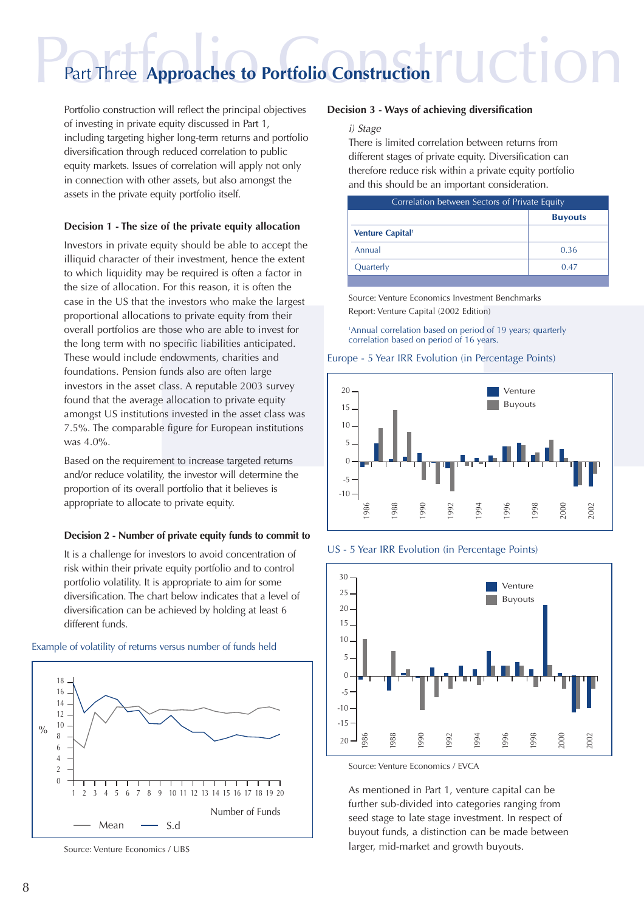# Part Three **Approaches to Portfolio Construction**

Portfolio construction will reflect the principal objectives of investing in private equity discussed in Part 1, including targeting higher long-term returns and portfolio diversification through reduced correlation to public equity markets. Issues of correlation will apply not only in connection with other assets, but also amongst the assets in the private equity portfolio itself.

### Decision 1 - The size of the private equity allocation

Investors in private equity should be able to accept the illiquid character of their investment, hence the extent to which liquidity may be required is often a factor in the size of allocation. For this reason, it is often the case in the US that the investors who make the largest proportional allocations to private equity from their overall portfolios are those who are able to invest for the long term with no specific liabilities anticipated. These would include endowments, charities and foundations. Pension funds also are often large investors in the asset class. A reputable 2003 survey found that the average allocation to private equity amongst US institutions invested in the asset class was 7.5%. The comparable figure for European institutions was 4.0%.

Based on the requirement to increase targeted returns and/or reduce volatility, the investor will determine the proportion of its overall portfolio that it believes is appropriate to allocate to private equity.

### Decision 2 - Number of private equity funds to commit to

It is a challenge for investors to avoid concentration of risk within their private equity portfolio and to control portfolio volatility. It is appropriate to aim for some diversification. The chart below indicates that a level of diversification can be achieved by holding at least 6 different funds.

Example of volatility of returns versus number of funds held

Source: Venture Economics / UBS

### Decision 3 - Ways of achieving diversification

*i) Stage*

There is limited correlation between returns from different stages of private equity. Diversification can therefore reduce risk within a private equity portfolio and this should be an important consideration.

| Correlation between Sectors of Private Equity | |
|---|---|
| | **Buyouts** |
| **Venture Capital**[1] | |
| Annual | 0.36 |
| Quarterly | 0.47 |

Source: Venture Economics Investment Benchmarks Report: Venture Capital (2002 Edition)

[1]Annual correlation based on period of 19 years; quarterly correlation based on period of 16 years.

Europe - 5 Year IRR Evolution (in Percentage Points)

US - 5 Year IRR Evolution (in Percentage Points)

Source: Venture Economics / EVCA

As mentioned in Part 1, venture capital can be further sub-divided into categories ranging from seed stage to late stage investment. In respect of buyout funds, a distinction can be made between larger, mid-market and growth buyouts.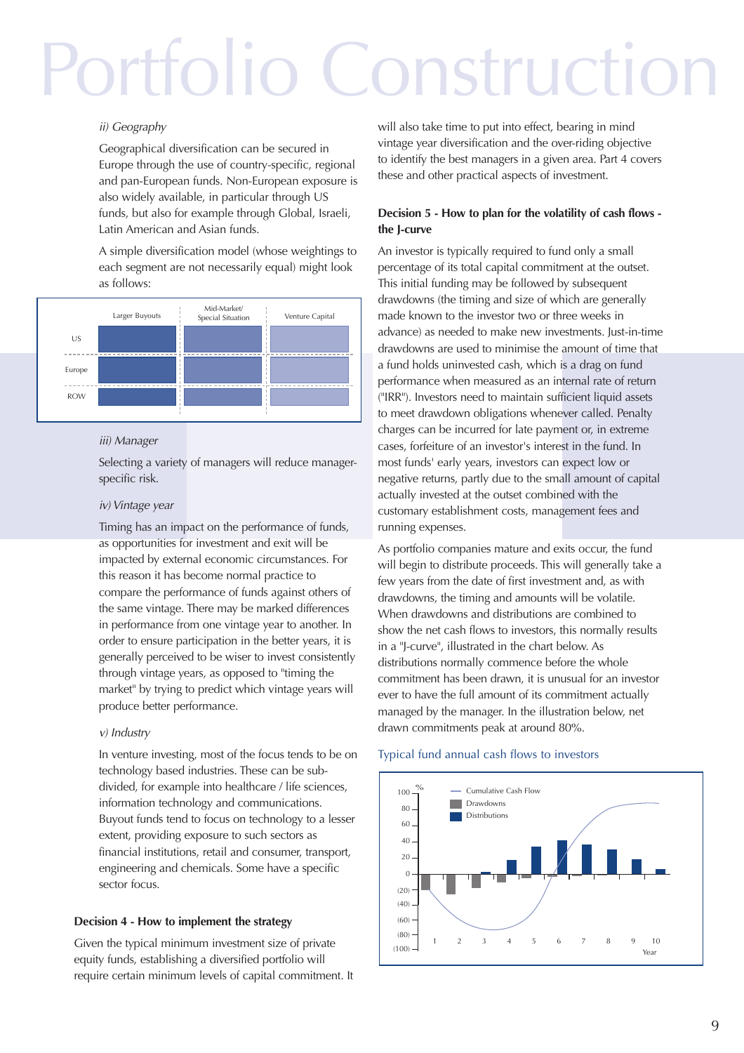# Portfolio Construction

*ii) Geography*

Geographical diversification can be secured in Europe through the use of country-specific, regional and pan-European funds. Non-European exposure is also widely available, in particular through US funds, but also for example through Global, Israeli, Latin American and Asian funds.

A simple diversification model (whose weightings to each segment are not necessarily equal) might look as follows:

| | Larger Buyouts | Mid-Market/ Special Situation | Venture Capital |
|---|---|---|---|
| US | | | |
| Europe | | | |
| ROW | | | |

*iii) Manager*

Selecting a variety of managers will reduce manager-specific risk.

*iv) Vintage year*

Timing has an impact on the performance of funds, as opportunities for investment and exit will be impacted by external economic circumstances. For this reason it has become normal practice to compare the performance of funds against others of the same vintage. There may be marked differences in performance from one vintage year to another. In order to ensure participation in the better years, it is generally perceived to be wiser to invest consistently through vintage years, as opposed to "timing the market" by trying to predict which vintage years will produce better performance.

*v) Industry*

In venture investing, most of the focus tends to be on technology based industries. These can be sub-divided, for example into healthcare / life sciences, information technology and communications. Buyout funds tend to focus on technology to a lesser extent, providing exposure to such sectors as financial institutions, retail and consumer, transport, engineering and chemicals. Some have a specific sector focus.

**Decision 4 - How to implement the strategy**

Given the typical minimum investment size of private equity funds, establishing a diversified portfolio will require certain minimum levels of capital commitment. It will also take time to put into effect, bearing in mind vintage year diversification and the over-riding objective to identify the best managers in a given area. Part 4 covers these and other practical aspects of investment.

**Decision 5 - How to plan for the volatility of cash flows - the J-curve**

An investor is typically required to fund only a small percentage of its total capital commitment at the outset. This initial funding may be followed by subsequent drawdowns (the timing and size of which are generally made known to the investor two or three weeks in advance) as needed to make new investments. Just-in-time drawdowns are used to minimise the amount of time that a fund holds uninvested cash, which is a drag on fund performance when measured as an internal rate of return ("IRR"). Investors need to maintain sufficient liquid assets to meet drawdown obligations whenever called. Penalty charges can be incurred for late payment or, in extreme cases, forfeiture of an investor's interest in the fund. In most funds' early years, investors can expect low or negative returns, partly due to the small amount of capital actually invested at the outset combined with the customary establishment costs, management fees and running expenses.

As portfolio companies mature and exits occur, the fund will begin to distribute proceeds. This will generally take a few years from the date of first investment and, as with drawdowns, the timing and amounts will be volatile. When drawdowns and distributions are combined to show the net cash flows to investors, this normally results in a "J-curve", illustrated in the chart below. As distributions normally commence before the whole commitment has been drawn, it is unusual for an investor ever to have the full amount of its commitment actually managed by the manager. In the illustration below, net drawn commitments peak at around 80%.

Typical fund annual cash flows to investors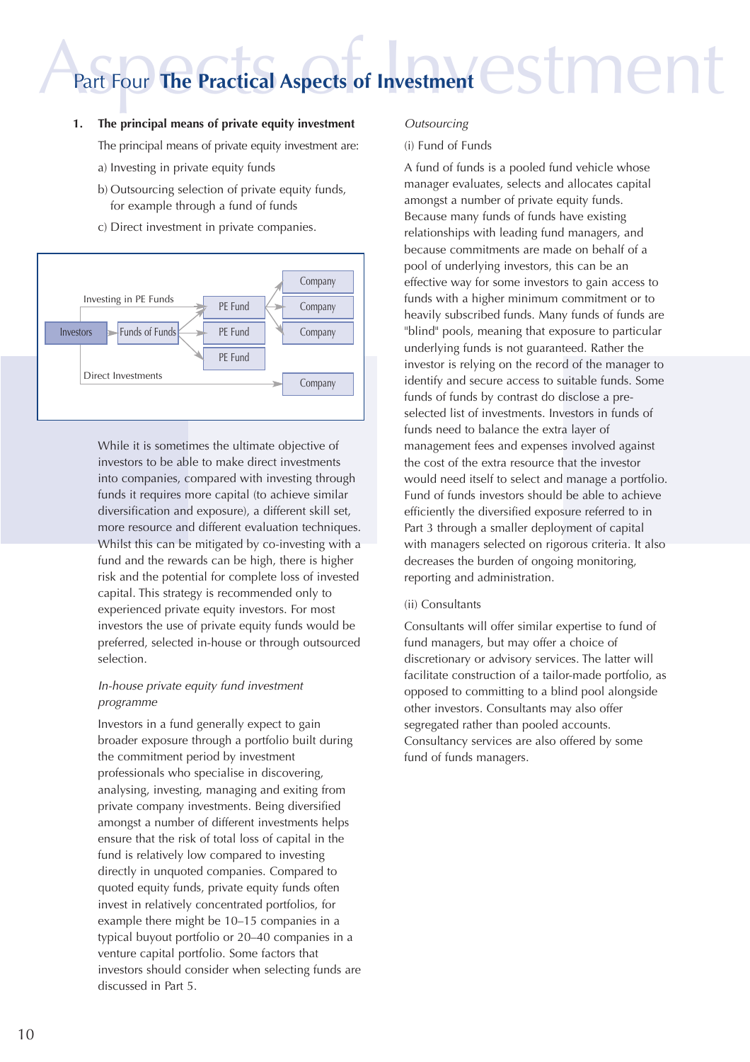# Part Four The Practical Aspects of Investment

## 1. The principal means of private equity investment

The principal means of private equity investment are:

a) Investing in private equity funds

b) Outsourcing selection of private equity funds, for example through a fund of funds

c) Direct investment in private companies.

While it is sometimes the ultimate objective of investors to be able to make direct investments into companies, compared with investing through funds it requires more capital (to achieve similar diversification and exposure), a different skill set, more resource and different evaluation techniques. Whilst this can be mitigated by co-investing with a fund and the rewards can be high, there is higher risk and the potential for complete loss of invested capital. This strategy is recommended only to experienced private equity investors. For most investors the use of private equity funds would be preferred, selected in-house or through outsourced selection.

*In-house private equity fund investment programme*

Investors in a fund generally expect to gain broader exposure through a portfolio built during the commitment period by investment professionals who specialise in discovering, analysing, investing, managing and exiting from private company investments. Being diversified amongst a number of different investments helps ensure that the risk of total loss of capital in the fund is relatively low compared to investing directly in unquoted companies. Compared to quoted equity funds, private equity funds often invest in relatively concentrated portfolios, for example there might be 10–15 companies in a typical buyout portfolio or 20–40 companies in a venture capital portfolio. Some factors that investors should consider when selecting funds are discussed in Part 5.

*Outsourcing*

(i) Fund of Funds

A fund of funds is a pooled fund vehicle whose manager evaluates, selects and allocates capital amongst a number of private equity funds. Because many funds of funds have existing relationships with leading fund managers, and because commitments are made on behalf of a pool of underlying investors, this can be an effective way for some investors to gain access to funds with a higher minimum commitment or to heavily subscribed funds. Many funds of funds are "blind" pools, meaning that exposure to particular underlying funds is not guaranteed. Rather the investor is relying on the record of the manager to identify and secure access to suitable funds. Some funds of funds by contrast do disclose a pre-selected list of investments. Investors in funds of funds need to balance the extra layer of management fees and expenses involved against the cost of the extra resource that the investor would need itself to select and manage a portfolio. Fund of funds investors should be able to achieve efficiently the diversified exposure referred to in Part 3 through a smaller deployment of capital with managers selected on rigorous criteria. It also decreases the burden of ongoing monitoring, reporting and administration.

(ii) Consultants

Consultants will offer similar expertise to fund of fund managers, but may offer a choice of discretionary or advisory services. The latter will facilitate construction of a tailor-made portfolio, as opposed to committing to a blind pool alongside other investors. Consultants may also offer segregated rather than pooled accounts. Consultancy services are also offered by some fund of funds managers.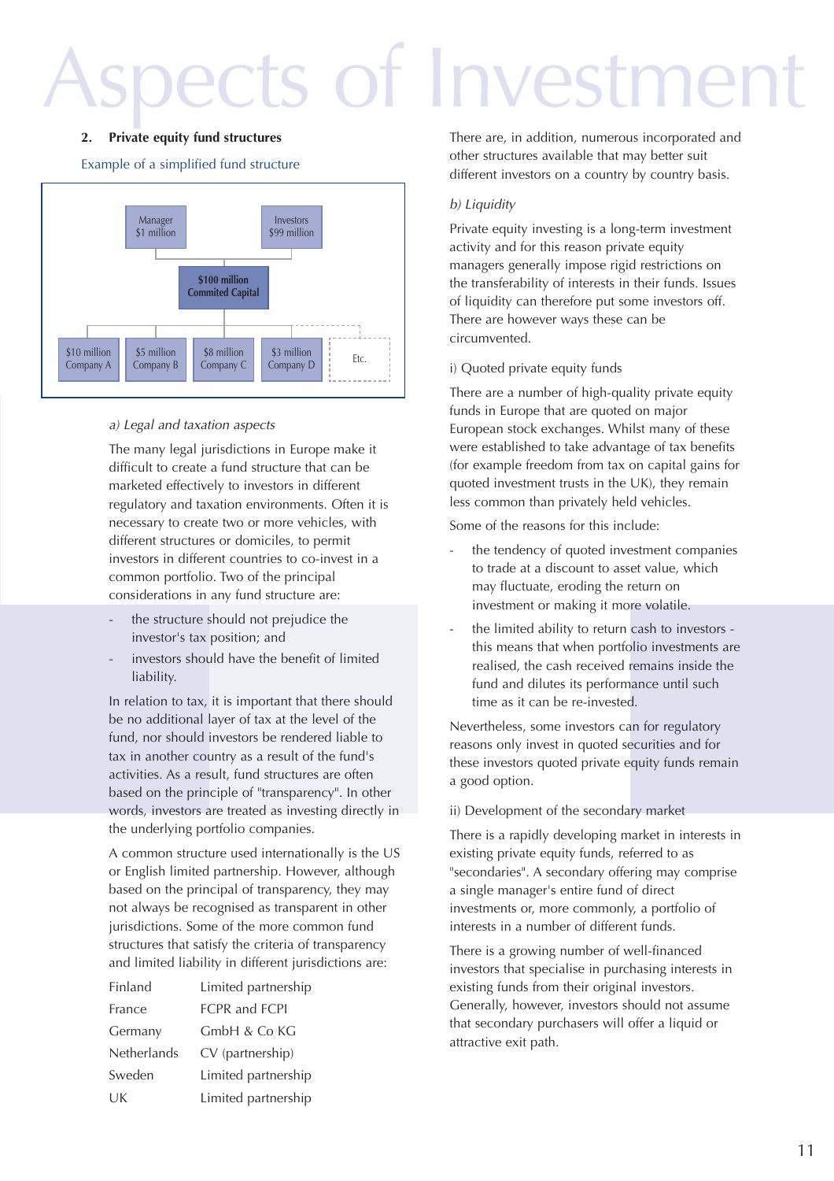## 2. Private equity fund structures

Example of a simplified fund structure

Manager $1 million

Investors $99 million

$100 million Commited Capital

$10 million Company A | $5 million Company B | $8 million Company C | $3 million Company D | Etc.

### a) Legal and taxation aspects

The many legal jurisdictions in Europe make it difficult to create a fund structure that can be marketed effectively to investors in different regulatory and taxation environments. Often it is necessary to create two or more vehicles, with different structures or domiciles, to permit investors in different countries to co-invest in a common portfolio. Two of the principal considerations in any fund structure are:

- the structure should not prejudice the investor's tax position; and
- investors should have the benefit of limited liability.

In relation to tax, it is important that there should be no additional layer of tax at the level of the fund, nor should investors be rendered liable to tax in another country as a result of the fund's activities. As a result, fund structures are often based on the principle of "transparency". In other words, investors are treated as investing directly in the underlying portfolio companies.

A common structure used internationally is the US or English limited partnership. However, although based on the principal of transparency, they may not always be recognised as transparent in other jurisdictions. Some of the more common fund structures that satisfy the criteria of transparency and limited liability in different jurisdictions are:

| | |
|---|---|
| Finland | Limited partnership |
| France | FCPR and FCPI |
| Germany | GmbH & Co KG |
| Netherlands | CV (partnership) |
| Sweden | Limited partnership |
| UK | Limited partnership |

There are, in addition, numerous incorporated and other structures available that may better suit different investors on a country by country basis.

### b) Liquidity

Private equity investing is a long-term investment activity and for this reason private equity managers generally impose rigid restrictions on the transferability of interests in their funds. Issues of liquidity can therefore put some investors off. There are however ways these can be circumvented.

#### i) Quoted private equity funds

There are a number of high-quality private equity funds in Europe that are quoted on major European stock exchanges. Whilst many of these were established to take advantage of tax benefits (for example freedom from tax on capital gains for quoted investment trusts in the UK), they remain less common than privately held vehicles.

Some of the reasons for this include:

- the tendency of quoted investment companies to trade at a discount to asset value, which may fluctuate, eroding the return on investment or making it more volatile.
- the limited ability to return cash to investors - this means that when portfolio investments are realised, the cash received remains inside the fund and dilutes its performance until such time as it can be re-invested.

Nevertheless, some investors can for regulatory reasons only invest in quoted securities and for these investors quoted private equity funds remain a good option.

#### ii) Development of the secondary market

There is a rapidly developing market in interests in existing private equity funds, referred to as "secondaries". A secondary offering may comprise a single manager's entire fund of direct investments or, more commonly, a portfolio of interests in a number of different funds.

There is a growing number of well-financed investors that specialise in purchasing interests in existing funds from their original investors. Generally, however, investors should not assume that secondary purchasers will offer a liquid or attractive exit path.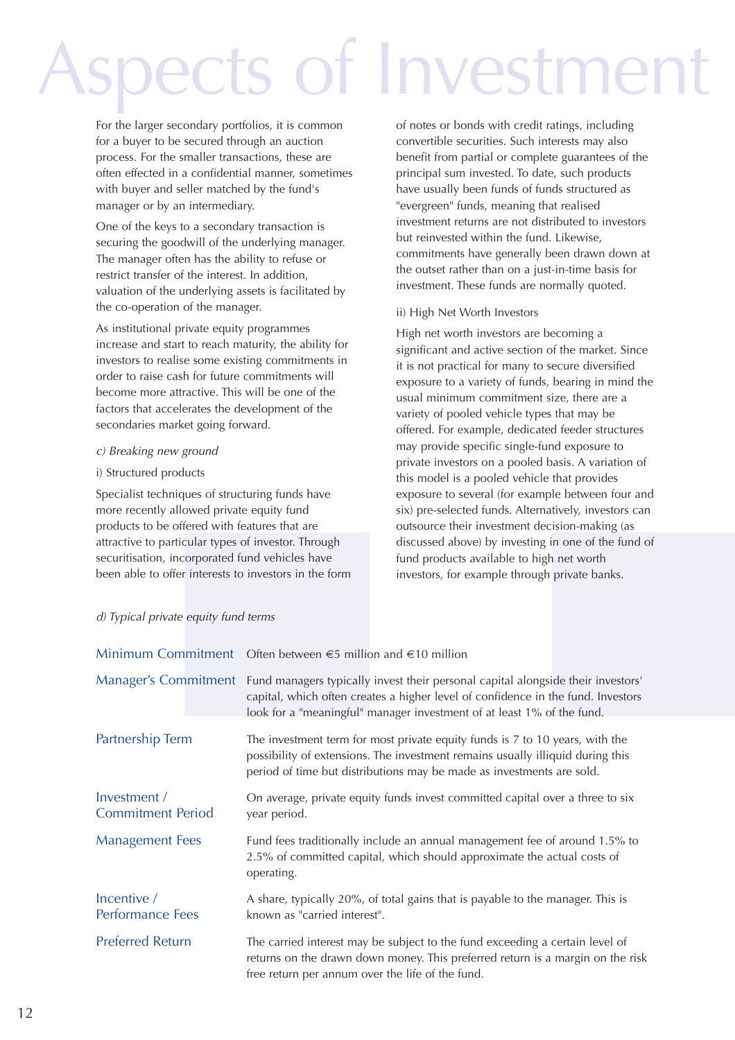# Aspects of Investment

For the larger secondary portfolios, it is common for a buyer to be secured through an auction process. For the smaller transactions, these are often effected in a confidential manner, sometimes with buyer and seller matched by the fund's manager or by an intermediary.

One of the keys to a secondary transaction is securing the goodwill of the underlying manager. The manager often has the ability to refuse or restrict transfer of the interest. In addition, valuation of the underlying assets is facilitated by the co-operation of the manager.

As institutional private equity programmes increase and start to reach maturity, the ability for investors to realise some existing commitments in order to raise cash for future commitments will become more attractive. This will be one of the factors that accelerates the development of the secondaries market going forward.

*c) Breaking new ground*

i) Structured products

Specialist techniques of structuring funds have more recently allowed private equity fund products to be offered with features that are attractive to particular types of investor. Through securitisation, incorporated fund vehicles have been able to offer interests to investors in the form of notes or bonds with credit ratings, including convertible securities. Such interests may also benefit from partial or complete guarantees of the principal sum invested. To date, such products have usually been funds of funds structured as "evergreen" funds, meaning that realised investment returns are not distributed to investors but reinvested within the fund. Likewise, commitments have generally been drawn down at the outset rather than on a just-in-time basis for investment. These funds are normally quoted.

ii) High Net Worth Investors

High net worth investors are becoming a significant and active section of the market. Since it is not practical for many to secure diversified exposure to a variety of funds, bearing in mind the usual minimum commitment size, there are a variety of pooled vehicle types that may be offered. For example, dedicated feeder structures may provide specific single-fund exposure to private investors on a pooled basis. A variation of this model is a pooled vehicle that provides exposure to several (for example between four and six) pre-selected funds. Alternatively, investors can outsource their investment decision-making (as discussed above) by investing in one of the fund of fund products available to high net worth investors, for example through private banks.

*d) Typical private equity fund terms*

| | |
|---|---|
| Minimum Commitment | Often between €5 million and €10 million |
| Manager's Commitment | Fund managers typically invest their personal capital alongside their investors' capital, which often creates a higher level of confidence in the fund. Investors look for a "meaningful" manager investment of at least 1% of the fund. |
| Partnership Term | The investment term for most private equity funds is 7 to 10 years, with the possibility of extensions. The investment remains usually illiquid during this period of time but distributions may be made as investments are sold. |
| Investment / Commitment Period | On average, private equity funds invest committed capital over a three to six year period. |
| Management Fees | Fund fees traditionally include an annual management fee of around 1.5% to 2.5% of committed capital, which should approximate the actual costs of operating. |
| Incentive / Performance Fees | A share, typically 20%, of total gains that is payable to the manager. This is known as "carried interest". |
| Preferred Return | The carried interest may be subject to the fund exceeding a certain level of returns on the drawn down money. This preferred return is a margin on the risk free return per annum over the life of the fund. |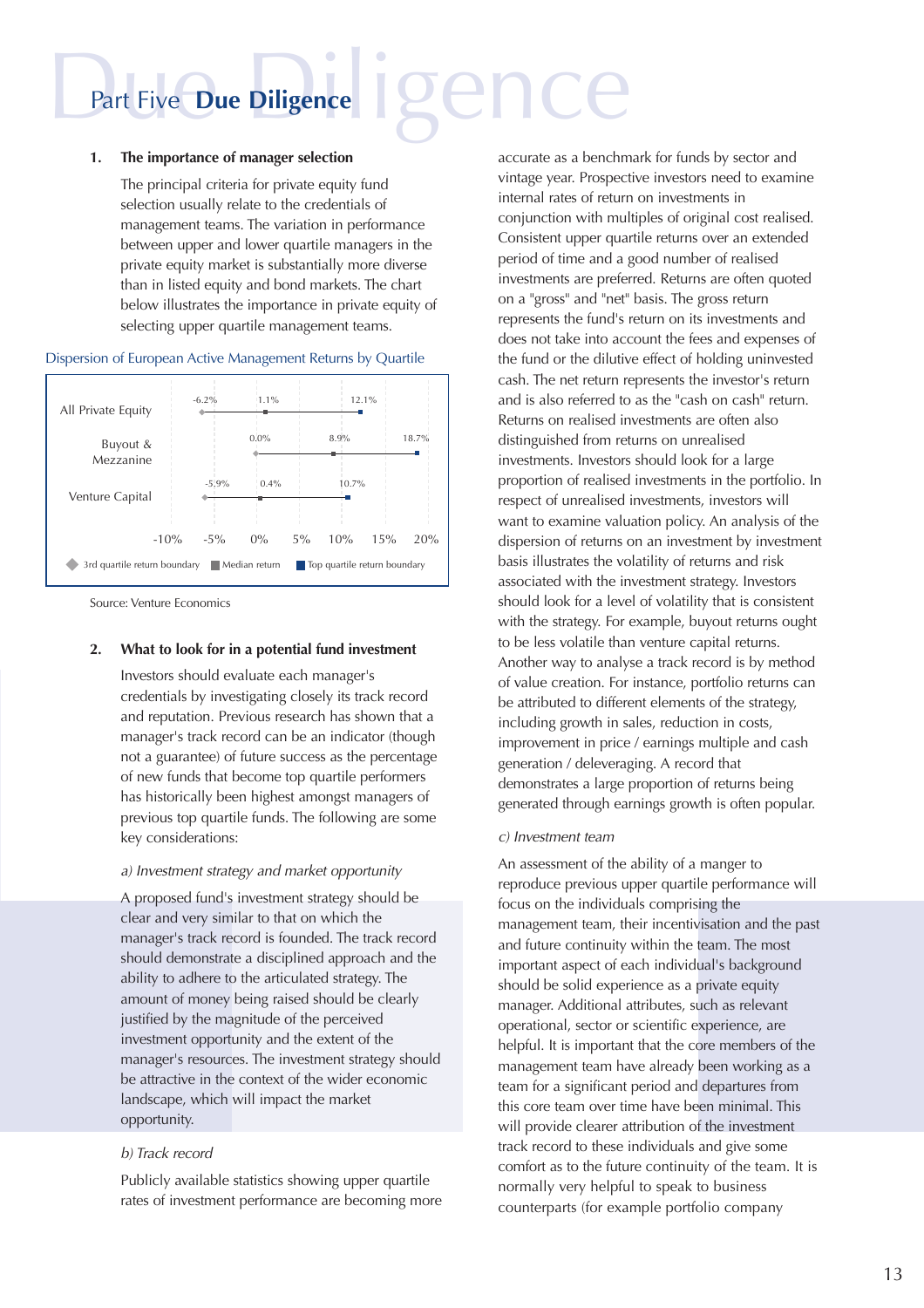# Part Five Due Diligence

## 1. The importance of manager selection

The principal criteria for private equity fund selection usually relate to the credentials of management teams. The variation in performance between upper and lower quartile managers in the private equity market is substantially more diverse than in listed equity and bond markets. The chart below illustrates the importance in private equity of selecting upper quartile management teams.

Dispersion of European Active Management Returns by Quartile

| | 3rd quartile return boundary | Median return | Top quartile return boundary |
|---|---|---|---|
| All Private Equity | -6.2% | 1.1% | 12.1% |
| Buyout & Mezzanine | 0.0% | 8.9% | 18.7% |
| Venture Capital | -5.9% | 0.4% | 10.7% |

Source: Venture Economics

## 2. What to look for in a potential fund investment

Investors should evaluate each manager's credentials by investigating closely its track record and reputation. Previous research has shown that a manager's track record can be an indicator (though not a guarantee) of future success as the percentage of new funds that become top quartile performers has historically been highest amongst managers of previous top quartile funds. The following are some key considerations:

*a) Investment strategy and market opportunity*

A proposed fund's investment strategy should be clear and very similar to that on which the manager's track record is founded. The track record should demonstrate a disciplined approach and the ability to adhere to the articulated strategy. The amount of money being raised should be clearly justified by the magnitude of the perceived investment opportunity and the extent of the manager's resources. The investment strategy should be attractive in the context of the wider economic landscape, which will impact the market opportunity.

*b) Track record*

Publicly available statistics showing upper quartile rates of investment performance are becoming more accurate as a benchmark for funds by sector and vintage year. Prospective investors need to examine internal rates of return on investments in conjunction with multiples of original cost realised. Consistent upper quartile returns over an extended period of time and a good number of realised investments are preferred. Returns are often quoted on a "gross" and "net" basis. The gross return represents the fund's return on its investments and does not take into account the fees and expenses of the fund or the dilutive effect of holding uninvested cash. The net return represents the investor's return and is also referred to as the "cash on cash" return. Returns on realised investments are often also distinguished from returns on unrealised investments. Investors should look for a large proportion of realised investments in the portfolio. In respect of unrealised investments, investors will want to examine valuation policy. An analysis of the dispersion of returns on an investment by investment basis illustrates the volatility of returns and risk associated with the investment strategy. Investors should look for a level of volatility that is consistent with the strategy. For example, buyout returns ought to be less volatile than venture capital returns. Another way to analyse a track record is by method of value creation. For instance, portfolio returns can be attributed to different elements of the strategy, including growth in sales, reduction in costs, improvement in price / earnings multiple and cash generation / deleveraging. A record that demonstrates a large proportion of returns being generated through earnings growth is often popular.

*c) Investment team*

An assessment of the ability of a manger to reproduce previous upper quartile performance will focus on the individuals comprising the management team, their incentivisation and the past and future continuity within the team. The most important aspect of each individual's background should be solid experience as a private equity manager. Additional attributes, such as relevant operational, sector or scientific experience, are helpful. It is important that the core members of the management team have already been working as a team for a significant period and departures from this core team over time have been minimal. This will provide clearer attribution of the investment track record to these individuals and give some comfort as to the future continuity of the team. It is normally very helpful to speak to business counterparts (for example portfolio company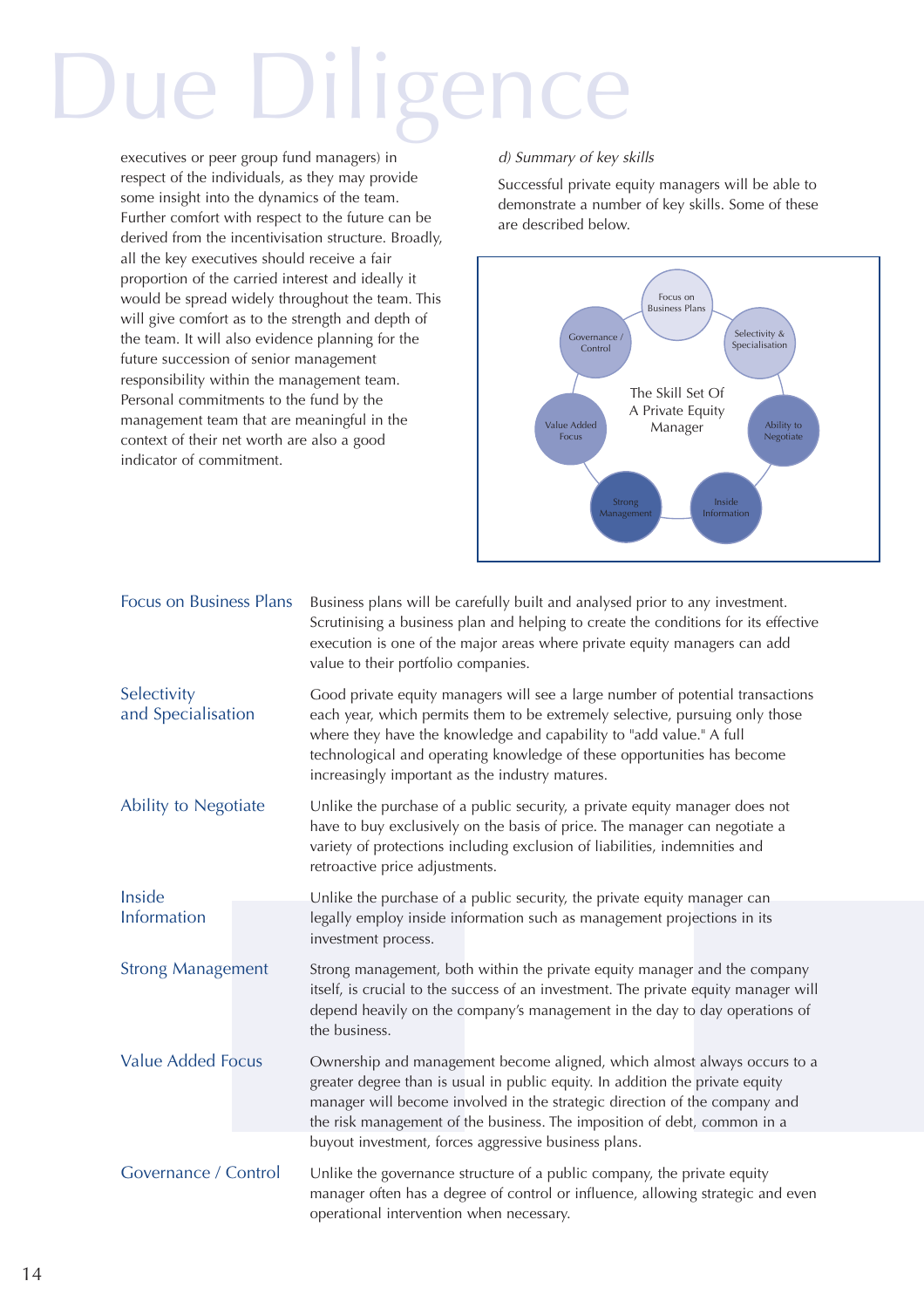# Due Diligence

executives or peer group fund managers) in respect of the individuals, as they may provide some insight into the dynamics of the team. Further comfort with respect to the future can be derived from the incentivisation structure. Broadly, all the key executives should receive a fair proportion of the carried interest and ideally it would be spread widely throughout the team. This will give comfort as to the strength and depth of the team. It will also evidence planning for the future succession of senior management responsibility within the management team. Personal commitments to the fund by the management team that are meaningful in the context of their net worth are also a good indicator of commitment.

*d) Summary of key skills*

Successful private equity managers will be able to demonstrate a number of key skills. Some of these are described below.

The Skill Set Of A Private Equity Manager: Focus on Business Plans; Selectivity & Specialisation; Ability to Negotiate; Inside Information; Strong Management; Value Added Focus; Governance / Control

| | |
|---|---|
| Focus on Business Plans | Business plans will be carefully built and analysed prior to any investment. Scrutinising a business plan and helping to create the conditions for its effective execution is one of the major areas where private equity managers can add value to their portfolio companies. |
| Selectivity and Specialisation | Good private equity managers will see a large number of potential transactions each year, which permits them to be extremely selective, pursuing only those where they have the knowledge and capability to "add value." A full technological and operating knowledge of these opportunities has become increasingly important as the industry matures. |
| Ability to Negotiate | Unlike the purchase of a public security, a private equity manager does not have to buy exclusively on the basis of price. The manager can negotiate a variety of protections including exclusion of liabilities, indemnities and retroactive price adjustments. |
| Inside Information | Unlike the purchase of a public security, the private equity manager can legally employ inside information such as management projections in its investment process. |
| Strong Management | Strong management, both within the private equity manager and the company itself, is crucial to the success of an investment. The private equity manager will depend heavily on the company's management in the day to day operations of the business. |
| Value Added Focus | Ownership and management become aligned, which almost always occurs to a greater degree than is usual in public equity. In addition the private equity manager will become involved in the strategic direction of the company and the risk management of the business. The imposition of debt, common in a buyout investment, forces aggressive business plans. |
| Governance / Control | Unlike the governance structure of a public company, the private equity manager often has a degree of control or influence, allowing strategic and even operational intervention when necessary. |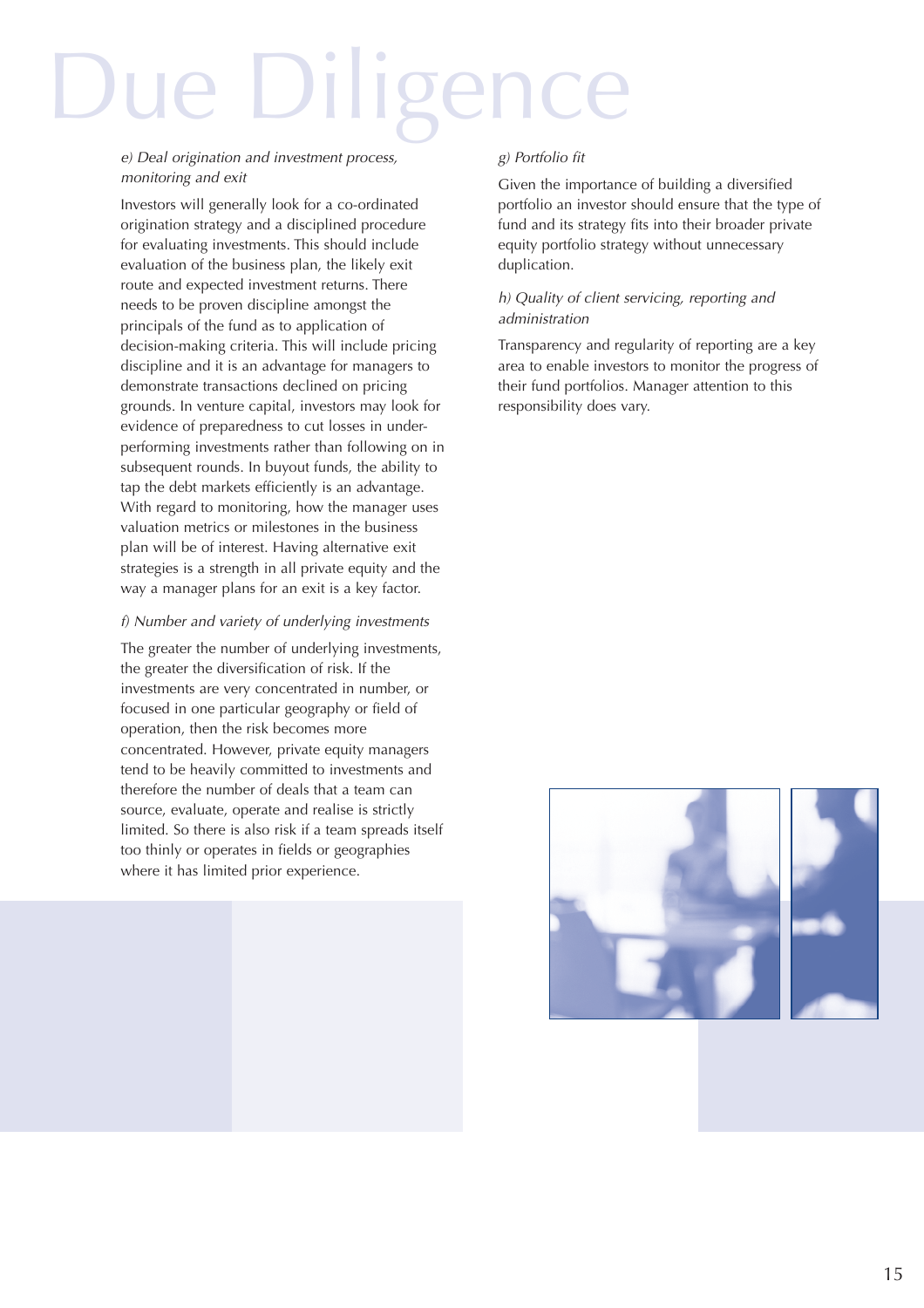# Due Diligence

*e) Deal origination and investment process, monitoring and exit*

Investors will generally look for a co-ordinated origination strategy and a disciplined procedure for evaluating investments. This should include evaluation of the business plan, the likely exit route and expected investment returns. There needs to be proven discipline amongst the principals of the fund as to application of decision-making criteria. This will include pricing discipline and it is an advantage for managers to demonstrate transactions declined on pricing grounds. In venture capital, investors may look for evidence of preparedness to cut losses in under-performing investments rather than following on in subsequent rounds. In buyout funds, the ability to tap the debt markets efficiently is an advantage. With regard to monitoring, how the manager uses valuation metrics or milestones in the business plan will be of interest. Having alternative exit strategies is a strength in all private equity and the way a manager plans for an exit is a key factor.

*f) Number and variety of underlying investments*

The greater the number of underlying investments, the greater the diversification of risk. If the investments are very concentrated in number, or focused in one particular geography or field of operation, then the risk becomes more concentrated. However, private equity managers tend to be heavily committed to investments and therefore the number of deals that a team can source, evaluate, operate and realise is strictly limited. So there is also risk if a team spreads itself too thinly or operates in fields or geographies where it has limited prior experience.

*g) Portfolio fit*

Given the importance of building a diversified portfolio an investor should ensure that the type of fund and its strategy fits into their broader private equity portfolio strategy without unnecessary duplication.

*h) Quality of client servicing, reporting and administration*

Transparency and regularity of reporting are a key area to enable investors to monitor the progress of their fund portfolios. Manager attention to this responsibility does vary.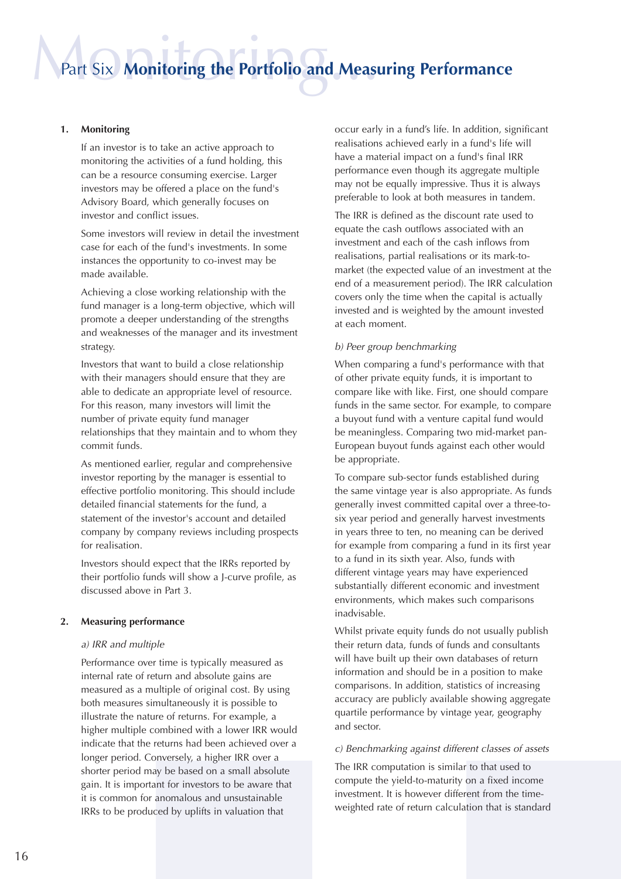# Part Six Monitoring the Portfolio and Measuring Performance

## 1. Monitoring

If an investor is to take an active approach to monitoring the activities of a fund holding, this can be a resource consuming exercise. Larger investors may be offered a place on the fund's Advisory Board, which generally focuses on investor and conflict issues.

Some investors will review in detail the investment case for each of the fund's investments. In some instances the opportunity to co-invest may be made available.

Achieving a close working relationship with the fund manager is a long-term objective, which will promote a deeper understanding of the strengths and weaknesses of the manager and its investment strategy.

Investors that want to build a close relationship with their managers should ensure that they are able to dedicate an appropriate level of resource. For this reason, many investors will limit the number of private equity fund manager relationships that they maintain and to whom they commit funds.

As mentioned earlier, regular and comprehensive investor reporting by the manager is essential to effective portfolio monitoring. This should include detailed financial statements for the fund, a statement of the investor's account and detailed company by company reviews including prospects for realisation.

Investors should expect that the IRRs reported by their portfolio funds will show a J-curve profile, as discussed above in Part 3.

## 2. Measuring performance

*a) IRR and multiple*

Performance over time is typically measured as internal rate of return and absolute gains are measured as a multiple of original cost. By using both measures simultaneously it is possible to illustrate the nature of returns. For example, a higher multiple combined with a lower IRR would indicate that the returns had been achieved over a longer period. Conversely, a higher IRR over a shorter period may be based on a small absolute gain. It is important for investors to be aware that it is common for anomalous and unsustainable IRRs to be produced by uplifts in valuation that occur early in a fund's life. In addition, significant realisations achieved early in a fund's life will have a material impact on a fund's final IRR performance even though its aggregate multiple may not be equally impressive. Thus it is always preferable to look at both measures in tandem.

The IRR is defined as the discount rate used to equate the cash outflows associated with an investment and each of the cash inflows from realisations, partial realisations or its mark-to-market (the expected value of an investment at the end of a measurement period). The IRR calculation covers only the time when the capital is actually invested and is weighted by the amount invested at each moment.

*b) Peer group benchmarking*

When comparing a fund's performance with that of other private equity funds, it is important to compare like with like. First, one should compare funds in the same sector. For example, to compare a buyout fund with a venture capital fund would be meaningless. Comparing two mid-market pan-European buyout funds against each other would be appropriate.

To compare sub-sector funds established during the same vintage year is also appropriate. As funds generally invest committed capital over a three-to-six year period and generally harvest investments in years three to ten, no meaning can be derived for example from comparing a fund in its first year to a fund in its sixth year. Also, funds with different vintage years may have experienced substantially different economic and investment environments, which makes such comparisons inadvisable.

Whilst private equity funds do not usually publish their return data, funds of funds and consultants will have built up their own databases of return information and should be in a position to make comparisons. In addition, statistics of increasing accuracy are publicly available showing aggregate quartile performance by vintage year, geography and sector.

*c) Benchmarking against different classes of assets*

The IRR computation is similar to that used to compute the yield-to-maturity on a fixed income investment. It is however different from the time-weighted rate of return calculation that is standard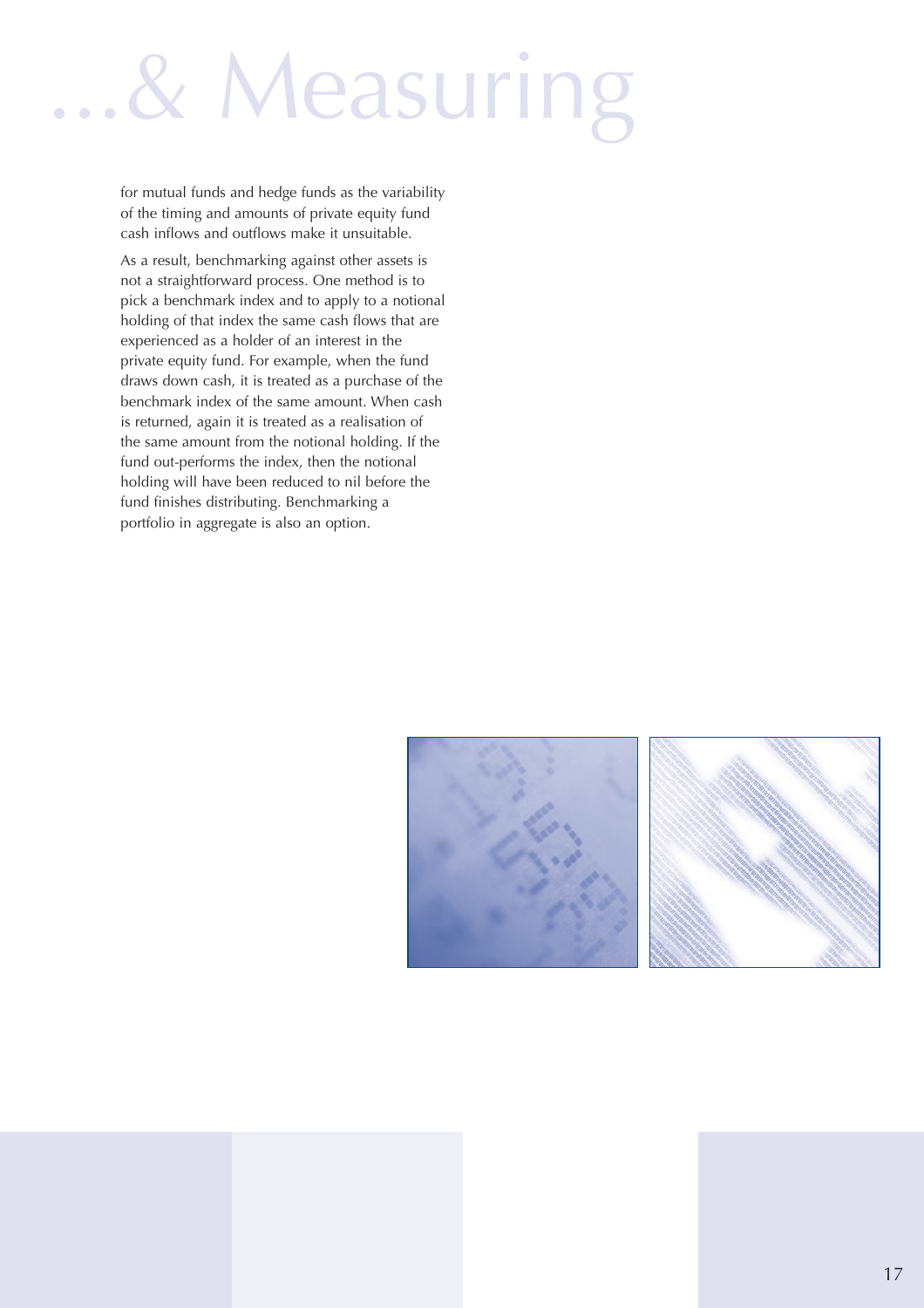# ...& Measuring

for mutual funds and hedge funds as the variability of the timing and amounts of private equity fund cash inflows and outflows make it unsuitable.

As a result, benchmarking against other assets is not a straightforward process. One method is to pick a benchmark index and to apply to a notional holding of that index the same cash flows that are experienced as a holder of an interest in the private equity fund. For example, when the fund draws down cash, it is treated as a purchase of the benchmark index of the same amount. When cash is returned, again it is treated as a realisation of the same amount from the notional holding. If the fund out-performs the index, then the notional holding will have been reduced to nil before the fund finishes distributing. Benchmarking a portfolio in aggregate is also an option.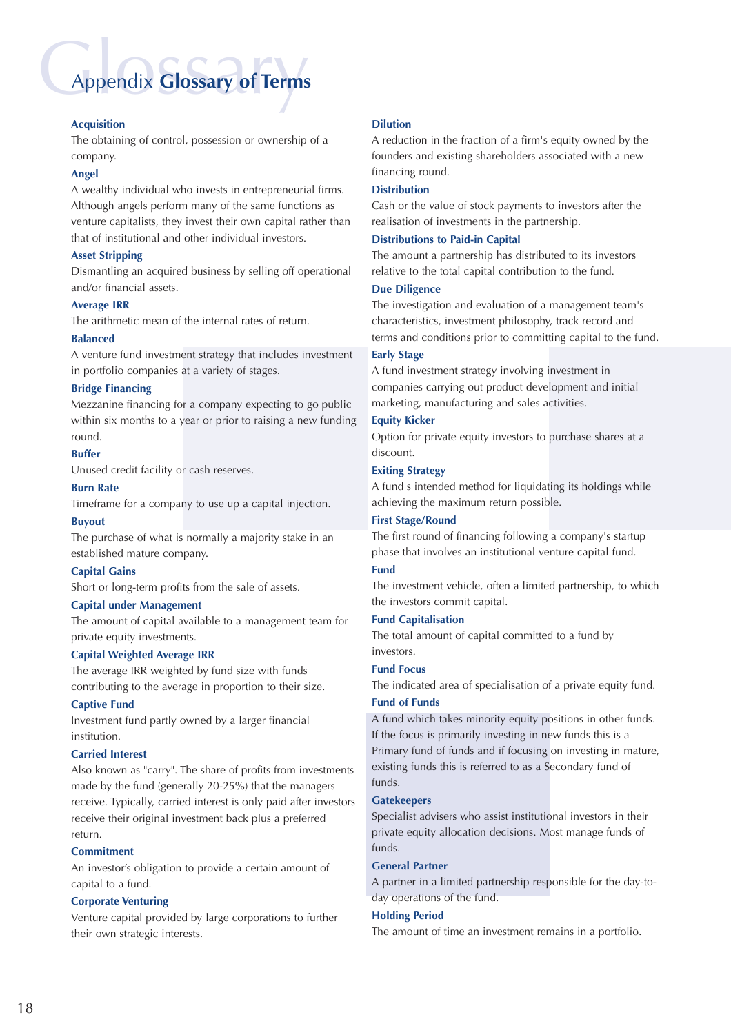# Appendix Glossary of Terms

### Acquisition

The obtaining of control, possession or ownership of a company.

### Angel

A wealthy individual who invests in entrepreneurial firms. Although angels perform many of the same functions as venture capitalists, they invest their own capital rather than that of institutional and other individual investors.

### Asset Stripping

Dismantling an acquired business by selling off operational and/or financial assets.

### Average IRR

The arithmetic mean of the internal rates of return.

### Balanced

A venture fund investment strategy that includes investment in portfolio companies at a variety of stages.

### Bridge Financing

Mezzanine financing for a company expecting to go public within six months to a year or prior to raising a new funding round.

### Buffer

Unused credit facility or cash reserves.

### Burn Rate

Timeframe for a company to use up a capital injection.

### Buyout

The purchase of what is normally a majority stake in an established mature company.

### Capital Gains

Short or long-term profits from the sale of assets.

### Capital under Management

The amount of capital available to a management team for private equity investments.

### Capital Weighted Average IRR

The average IRR weighted by fund size with funds contributing to the average in proportion to their size.

### Captive Fund

Investment fund partly owned by a larger financial institution.

### Carried Interest

Also known as "carry". The share of profits from investments made by the fund (generally 20-25%) that the managers receive. Typically, carried interest is only paid after investors receive their original investment back plus a preferred return.

### Commitment

An investor's obligation to provide a certain amount of capital to a fund.

### Corporate Venturing

Venture capital provided by large corporations to further their own strategic interests.

### Dilution

A reduction in the fraction of a firm's equity owned by the founders and existing shareholders associated with a new financing round.

### Distribution

Cash or the value of stock payments to investors after the realisation of investments in the partnership.

### Distributions to Paid-in Capital

The amount a partnership has distributed to its investors relative to the total capital contribution to the fund.

### Due Diligence

The investigation and evaluation of a management team's characteristics, investment philosophy, track record and terms and conditions prior to committing capital to the fund.

### Early Stage

A fund investment strategy involving investment in companies carrying out product development and initial marketing, manufacturing and sales activities.

### Equity Kicker

Option for private equity investors to purchase shares at a discount.

### Exiting Strategy

A fund's intended method for liquidating its holdings while achieving the maximum return possible.

### First Stage/Round

The first round of financing following a company's startup phase that involves an institutional venture capital fund.

### Fund

The investment vehicle, often a limited partnership, to which the investors commit capital.

### Fund Capitalisation

The total amount of capital committed to a fund by investors.

### Fund Focus

The indicated area of specialisation of a private equity fund.

### Fund of Funds

A fund which takes minority equity positions in other funds. If the focus is primarily investing in new funds this is a Primary fund of funds and if focusing on investing in mature, existing funds this is referred to as a Secondary fund of funds.

### Gatekeepers

Specialist advisers who assist institutional investors in their private equity allocation decisions. Most manage funds of funds.

### General Partner

A partner in a limited partnership responsible for the day-to-day operations of the fund.

### Holding Period

The amount of time an investment remains in a portfolio.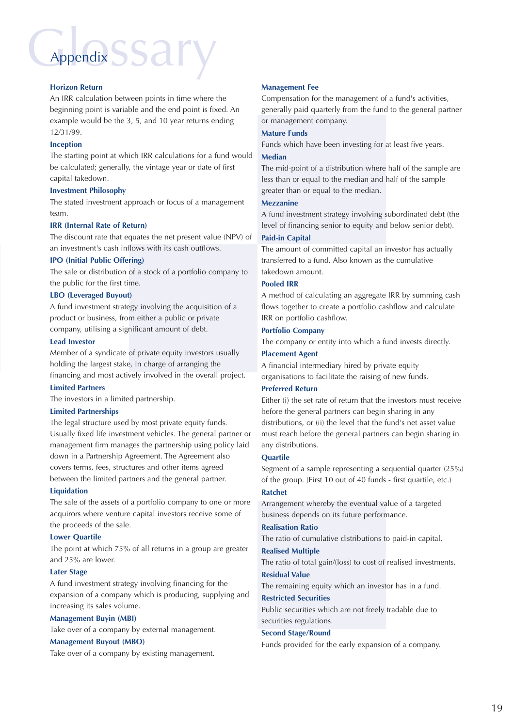# Glossary

## Appendix

### Horizon Return

An IRR calculation between points in time where the beginning point is variable and the end point is fixed. An example would be the 3, 5, and 10 year returns ending 12/31/99.

### Inception

The starting point at which IRR calculations for a fund would be calculated; generally, the vintage year or date of first capital takedown.

### Investment Philosophy

The stated investment approach or focus of a management team.

### IRR (Internal Rate of Return)

The discount rate that equates the net present value (NPV) of an investment's cash inflows with its cash outflows.

### IPO (Initial Public Offering)

The sale or distribution of a stock of a portfolio company to the public for the first time.

### LBO (Leveraged Buyout)

A fund investment strategy involving the acquisition of a product or business, from either a public or private company, utilising a significant amount of debt.

### Lead Investor

Member of a syndicate of private equity investors usually holding the largest stake, in charge of arranging the financing and most actively involved in the overall project.

### Limited Partners

The investors in a limited partnership.

### Limited Partnerships

The legal structure used by most private equity funds. Usually fixed life investment vehicles. The general partner or management firm manages the partnership using policy laid down in a Partnership Agreement. The Agreement also covers terms, fees, structures and other items agreed between the limited partners and the general partner.

### Liquidation

The sale of the assets of a portfolio company to one or more acquirors where venture capital investors receive some of the proceeds of the sale.

### Lower Quartile

The point at which 75% of all returns in a group are greater and 25% are lower.

### Later Stage

A fund investment strategy involving financing for the expansion of a company which is producing, supplying and increasing its sales volume.

### Management Buyin (MBI)

Take over of a company by external management.

### Management Buyout (MBO)

Take over of a company by existing management.

### Management Fee

Compensation for the management of a fund's activities, generally paid quarterly from the fund to the general partner or management company.

### Mature Funds

Funds which have been investing for at least five years.

### Median

The mid-point of a distribution where half of the sample are less than or equal to the median and half of the sample greater than or equal to the median.

### Mezzanine

A fund investment strategy involving subordinated debt (the level of financing senior to equity and below senior debt).

### Paid-in Capital

The amount of committed capital an investor has actually transferred to a fund. Also known as the cumulative takedown amount.

### Pooled IRR

A method of calculating an aggregate IRR by summing cash flows together to create a portfolio cashflow and calculate IRR on portfolio cashflow.

### Portfolio Company

The company or entity into which a fund invests directly.

### Placement Agent

A financial intermediary hired by private equity organisations to facilitate the raising of new funds.

### Preferred Return

Either (i) the set rate of return that the investors must receive before the general partners can begin sharing in any distributions, or (ii) the level that the fund's net asset value must reach before the general partners can begin sharing in any distributions.

### Quartile

Segment of a sample representing a sequential quarter (25%) of the group. (First 10 out of 40 funds - first quartile, etc.)

### Ratchet

Arrangement whereby the eventual value of a targeted business depends on its future performance.

### Realisation Ratio

The ratio of cumulative distributions to paid-in capital.

### Realised Multiple

The ratio of total gain/(loss) to cost of realised investments.

### Residual Value

The remaining equity which an investor has in a fund.

### Restricted Securities

Public securities which are not freely tradable due to securities regulations.

### Second Stage/Round

Funds provided for the early expansion of a company.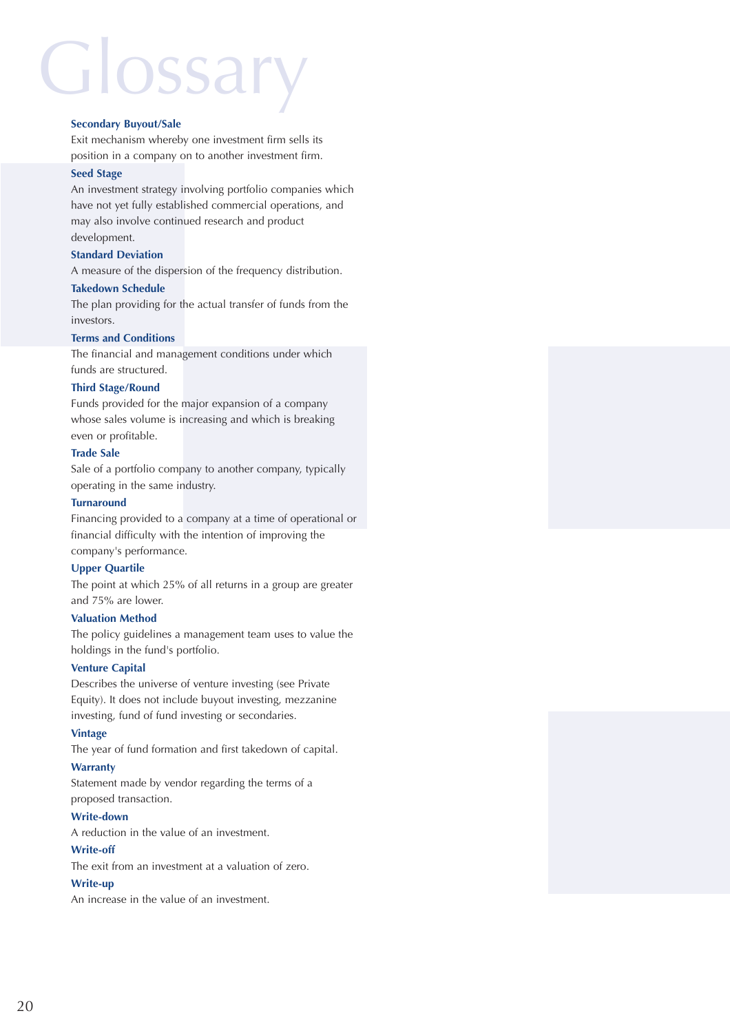# Glossary

**Secondary Buyout/Sale**
Exit mechanism whereby one investment firm sells its position in a company on to another investment firm.

**Seed Stage**
An investment strategy involving portfolio companies which have not yet fully established commercial operations, and may also involve continued research and product development.

**Standard Deviation**
A measure of the dispersion of the frequency distribution.

**Takedown Schedule**
The plan providing for the actual transfer of funds from the investors.

**Terms and Conditions**
The financial and management conditions under which funds are structured.

**Third Stage/Round**
Funds provided for the major expansion of a company whose sales volume is increasing and which is breaking even or profitable.

**Trade Sale**
Sale of a portfolio company to another company, typically operating in the same industry.

**Turnaround**
Financing provided to a company at a time of operational or financial difficulty with the intention of improving the company's performance.

**Upper Quartile**
The point at which 25% of all returns in a group are greater and 75% are lower.

**Valuation Method**
The policy guidelines a management team uses to value the holdings in the fund's portfolio.

**Venture Capital**
Describes the universe of venture investing (see Private Equity). It does not include buyout investing, mezzanine investing, fund of fund investing or secondaries.

**Vintage**
The year of fund formation and first takedown of capital.

**Warranty**
Statement made by vendor regarding the terms of a proposed transaction.

**Write-down**
A reduction in the value of an investment.

**Write-off**
The exit from an investment at a valuation of zero.

**Write-up**
An increase in the value of an investment.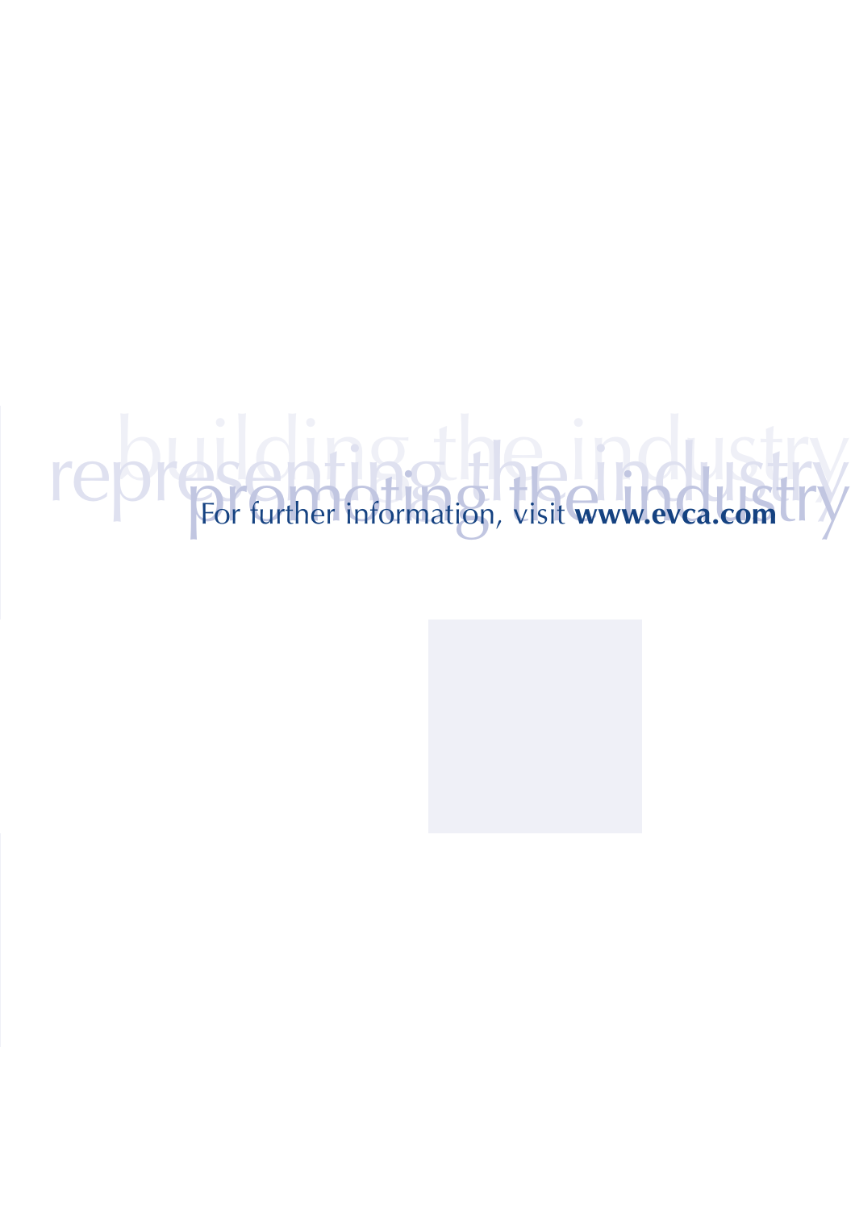building the industry

representing the industry

promoting the industry

For further information, visit **www.evca.com**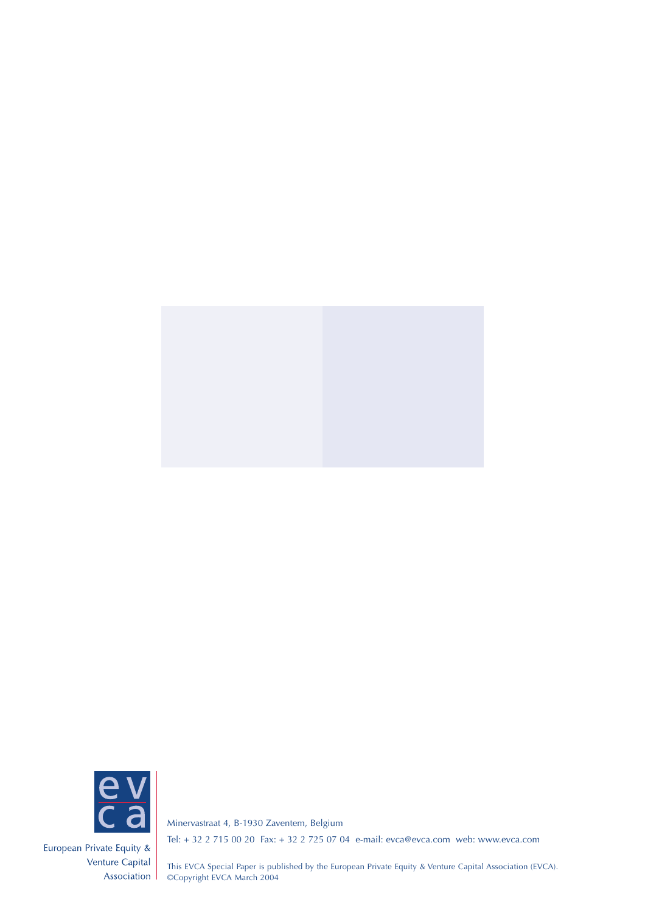ev
ca

European Private Equity &
Venture Capital
Association

Minervastraat 4, B-1930 Zaventem, Belgium

Tel: + 32 2 715 00 20  Fax: + 32 2 725 07 04  e-mail: evca@evca.com  web: www.evca.com

This EVCA Special Paper is published by the European Private Equity & Venture Capital Association (EVCA).
©Copyright EVCA March 2004